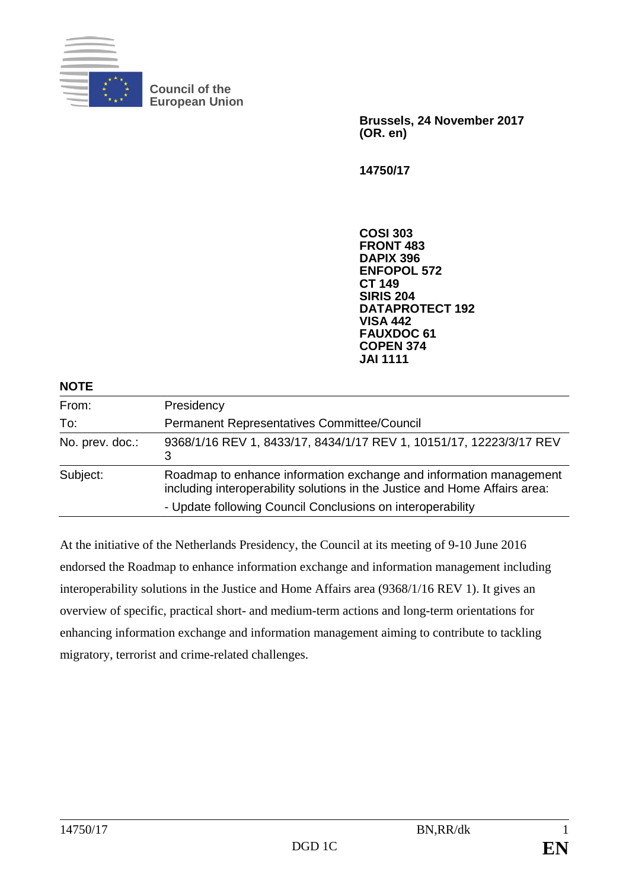**Council of the European Union**

**Brussels, 24 November 2017**
**(OR. en)**

**14750/17**

**COSI 303**
**FRONT 483**
**DAPIX 396**
**ENFOPOL 572**
**CT 149**
**SIRIS 204**
**DATAPROTECT 192**
**VISA 442**
**FAUXDOC 61**
**COPEN 374**
**JAI 1111**

**NOTE**

| | |
|---|---|
| From: | Presidency |
| To: | Permanent Representatives Committee/Council |
| No. prev. doc.: | 9368/1/16 REV 1, 8433/17, 8434/1/17 REV 1, 10151/17, 12223/3/17 REV 3 |
| Subject: | Roadmap to enhance information exchange and information management including interoperability solutions in the Justice and Home Affairs area:<br>- Update following Council Conclusions on interoperability |

At the initiative of the Netherlands Presidency, the Council at its meeting of 9-10 June 2016 endorsed the Roadmap to enhance information exchange and information management including interoperability solutions in the Justice and Home Affairs area (9368/1/16 REV 1). It gives an overview of specific, practical short- and medium-term actions and long-term orientations for enhancing information exchange and information management aiming to contribute to tackling migratory, terrorist and crime-related challenges.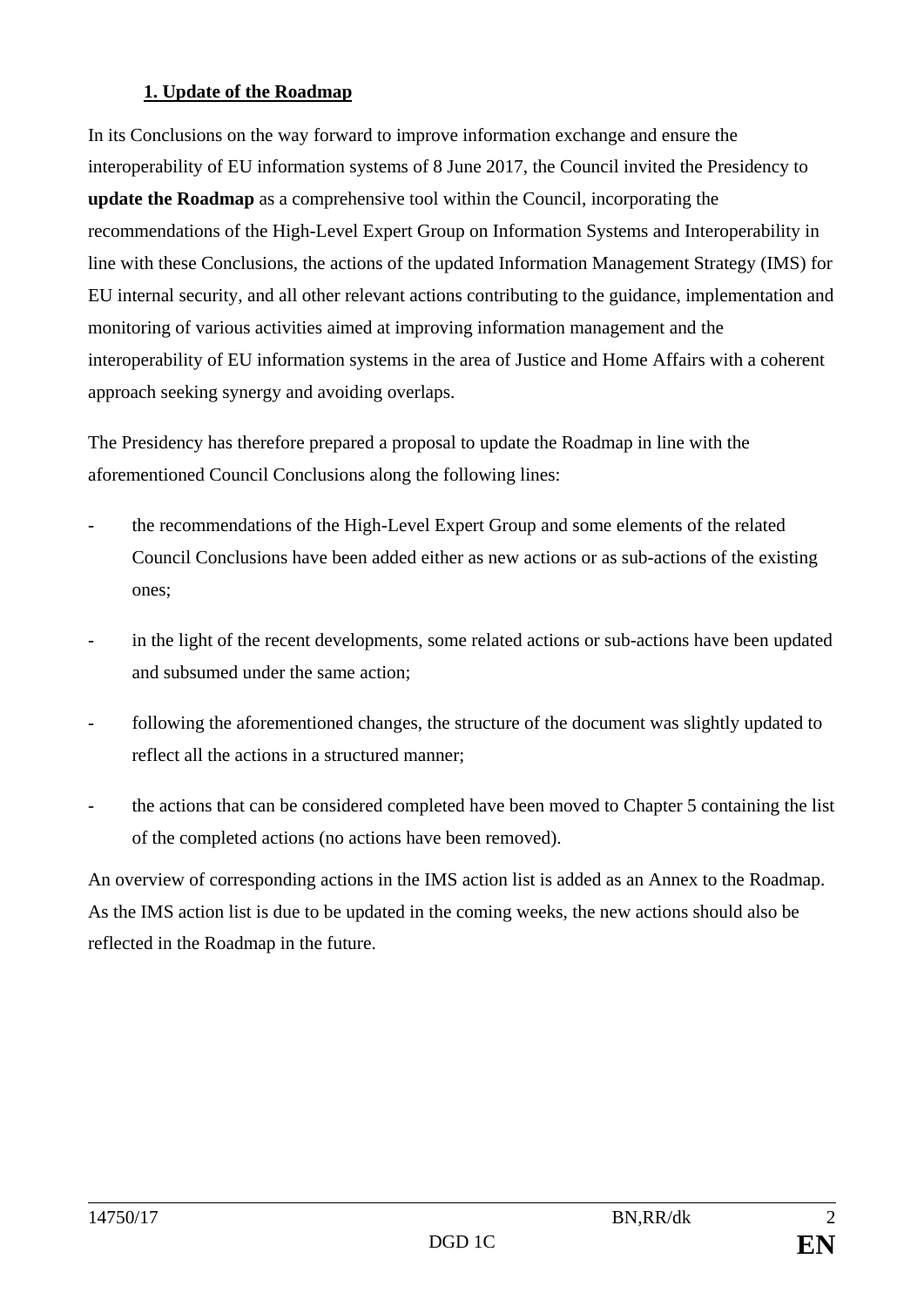## 1. Update of the Roadmap

In its Conclusions on the way forward to improve information exchange and ensure the interoperability of EU information systems of 8 June 2017, the Council invited the Presidency to **update the Roadmap** as a comprehensive tool within the Council, incorporating the recommendations of the High-Level Expert Group on Information Systems and Interoperability in line with these Conclusions, the actions of the updated Information Management Strategy (IMS) for EU internal security, and all other relevant actions contributing to the guidance, implementation and monitoring of various activities aimed at improving information management and the interoperability of EU information systems in the area of Justice and Home Affairs with a coherent approach seeking synergy and avoiding overlaps.

The Presidency has therefore prepared a proposal to update the Roadmap in line with the aforementioned Council Conclusions along the following lines:

- the recommendations of the High-Level Expert Group and some elements of the related Council Conclusions have been added either as new actions or as sub-actions of the existing ones;
- in the light of the recent developments, some related actions or sub-actions have been updated and subsumed under the same action;
- following the aforementioned changes, the structure of the document was slightly updated to reflect all the actions in a structured manner;
- the actions that can be considered completed have been moved to Chapter 5 containing the list of the completed actions (no actions have been removed).

An overview of corresponding actions in the IMS action list is added as an Annex to the Roadmap. As the IMS action list is due to be updated in the coming weeks, the new actions should also be reflected in the Roadmap in the future.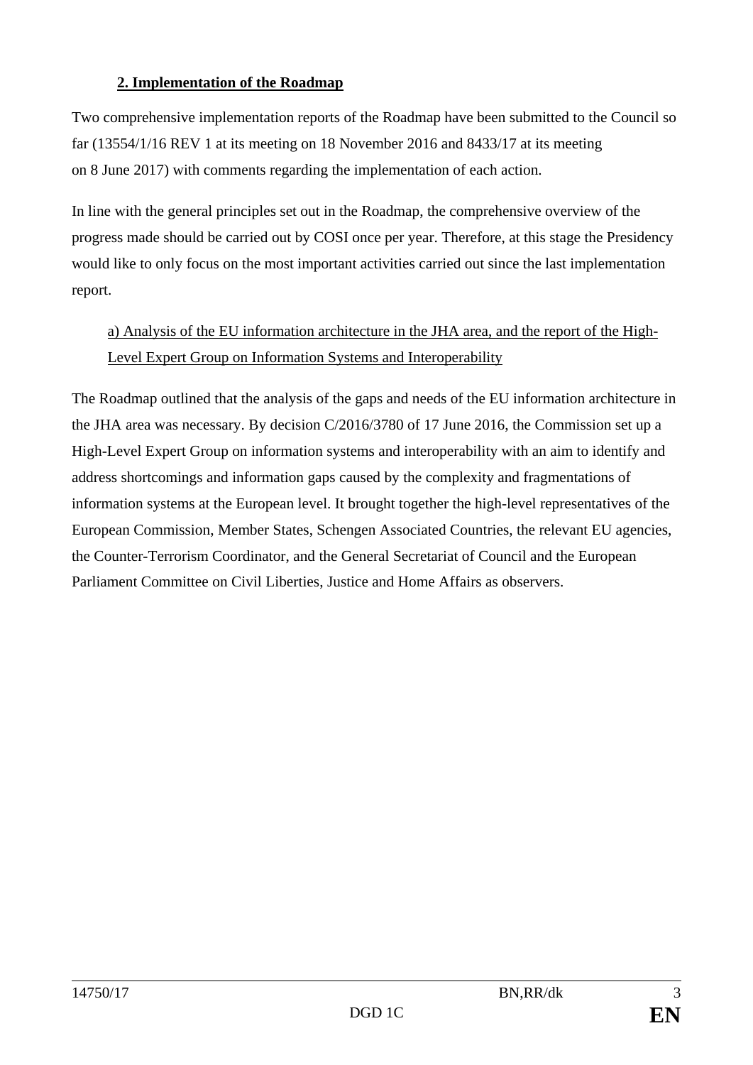## 2. Implementation of the Roadmap

Two comprehensive implementation reports of the Roadmap have been submitted to the Council so far (13554/1/16 REV 1 at its meeting on 18 November 2016 and 8433/17 at its meeting on 8 June 2017) with comments regarding the implementation of each action.

In line with the general principles set out in the Roadmap, the comprehensive overview of the progress made should be carried out by COSI once per year. Therefore, at this stage the Presidency would like to only focus on the most important activities carried out since the last implementation report.

### a) Analysis of the EU information architecture in the JHA area, and the report of the High-Level Expert Group on Information Systems and Interoperability

The Roadmap outlined that the analysis of the gaps and needs of the EU information architecture in the JHA area was necessary. By decision C/2016/3780 of 17 June 2016, the Commission set up a High-Level Expert Group on information systems and interoperability with an aim to identify and address shortcomings and information gaps caused by the complexity and fragmentations of information systems at the European level. It brought together the high-level representatives of the European Commission, Member States, Schengen Associated Countries, the relevant EU agencies, the Counter-Terrorism Coordinator, and the General Secretariat of Council and the European Parliament Committee on Civil Liberties, Justice and Home Affairs as observers.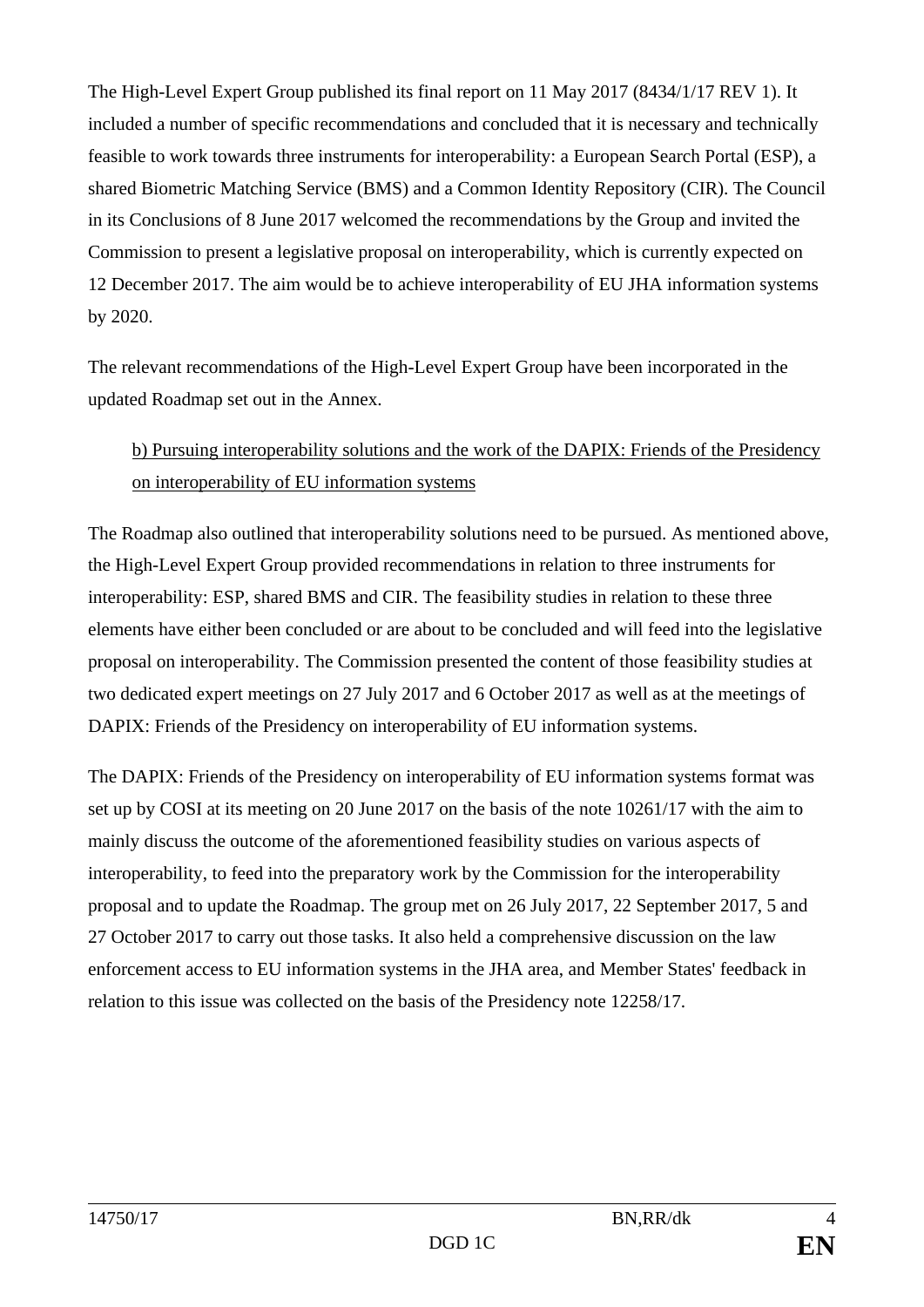The High-Level Expert Group published its final report on 11 May 2017 (8434/1/17 REV 1). It included a number of specific recommendations and concluded that it is necessary and technically feasible to work towards three instruments for interoperability: a European Search Portal (ESP), a shared Biometric Matching Service (BMS) and a Common Identity Repository (CIR). The Council in its Conclusions of 8 June 2017 welcomed the recommendations by the Group and invited the Commission to present a legislative proposal on interoperability, which is currently expected on 12 December 2017. The aim would be to achieve interoperability of EU JHA information systems by 2020.

The relevant recommendations of the High-Level Expert Group have been incorporated in the updated Roadmap set out in the Annex.

b) Pursuing interoperability solutions and the work of the DAPIX: Friends of the Presidency on interoperability of EU information systems

The Roadmap also outlined that interoperability solutions need to be pursued. As mentioned above, the High-Level Expert Group provided recommendations in relation to three instruments for interoperability: ESP, shared BMS and CIR. The feasibility studies in relation to these three elements have either been concluded or are about to be concluded and will feed into the legislative proposal on interoperability. The Commission presented the content of those feasibility studies at two dedicated expert meetings on 27 July 2017 and 6 October 2017 as well as at the meetings of DAPIX: Friends of the Presidency on interoperability of EU information systems.

The DAPIX: Friends of the Presidency on interoperability of EU information systems format was set up by COSI at its meeting on 20 June 2017 on the basis of the note 10261/17 with the aim to mainly discuss the outcome of the aforementioned feasibility studies on various aspects of interoperability, to feed into the preparatory work by the Commission for the interoperability proposal and to update the Roadmap. The group met on 26 July 2017, 22 September 2017, 5 and 27 October 2017 to carry out those tasks. It also held a comprehensive discussion on the law enforcement access to EU information systems in the JHA area, and Member States' feedback in relation to this issue was collected on the basis of the Presidency note 12258/17.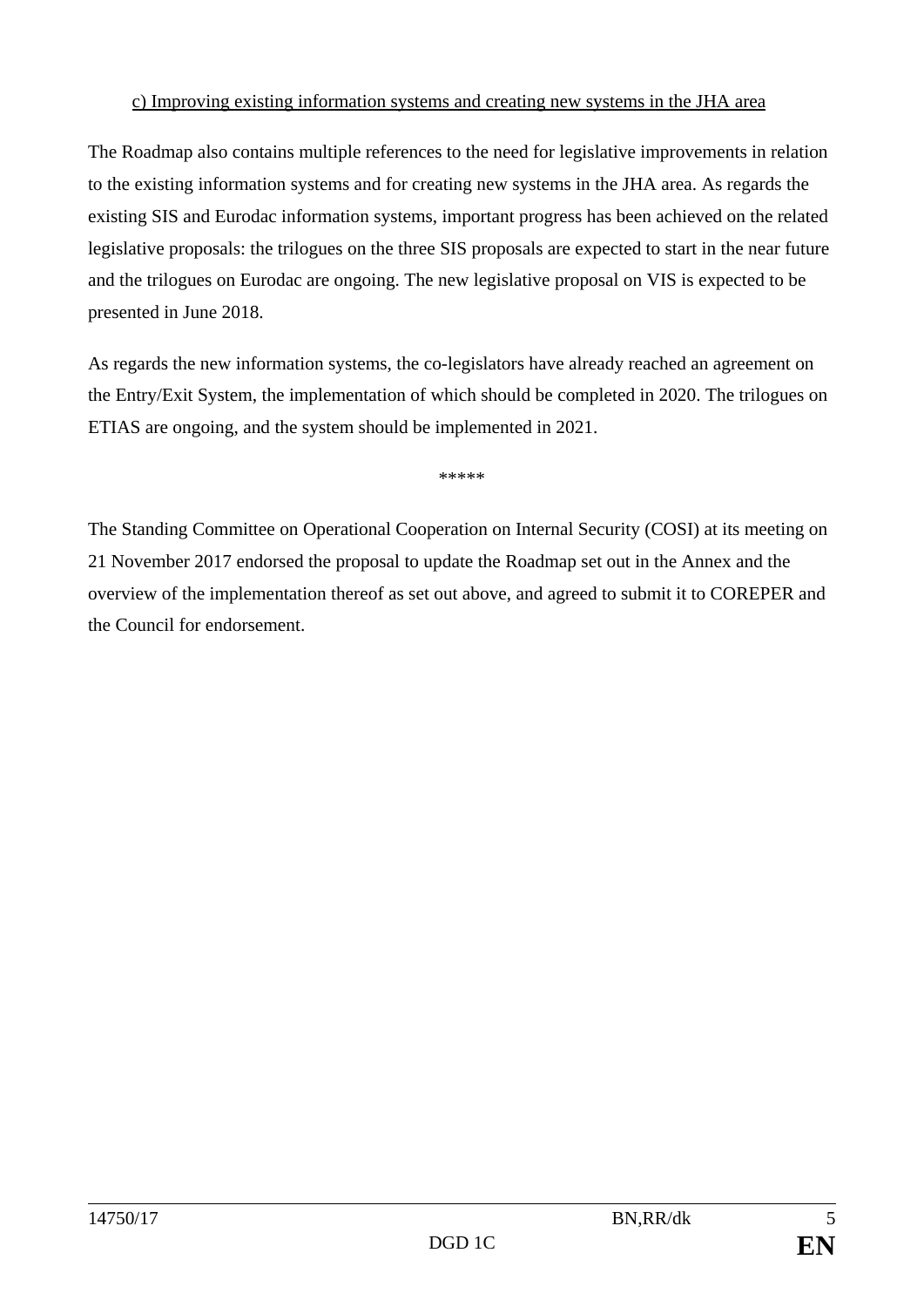c) Improving existing information systems and creating new systems in the JHA area

The Roadmap also contains multiple references to the need for legislative improvements in relation to the existing information systems and for creating new systems in the JHA area. As regards the existing SIS and Eurodac information systems, important progress has been achieved on the related legislative proposals: the trilogues on the three SIS proposals are expected to start in the near future and the trilogues on Eurodac are ongoing. The new legislative proposal on VIS is expected to be presented in June 2018.

As regards the new information systems, the co-legislators have already reached an agreement on the Entry/Exit System, the implementation of which should be completed in 2020. The trilogues on ETIAS are ongoing, and the system should be implemented in 2021.

*****

The Standing Committee on Operational Cooperation on Internal Security (COSI) at its meeting on 21 November 2017 endorsed the proposal to update the Roadmap set out in the Annex and the overview of the implementation thereof as set out above, and agreed to submit it to COREPER and the Council for endorsement.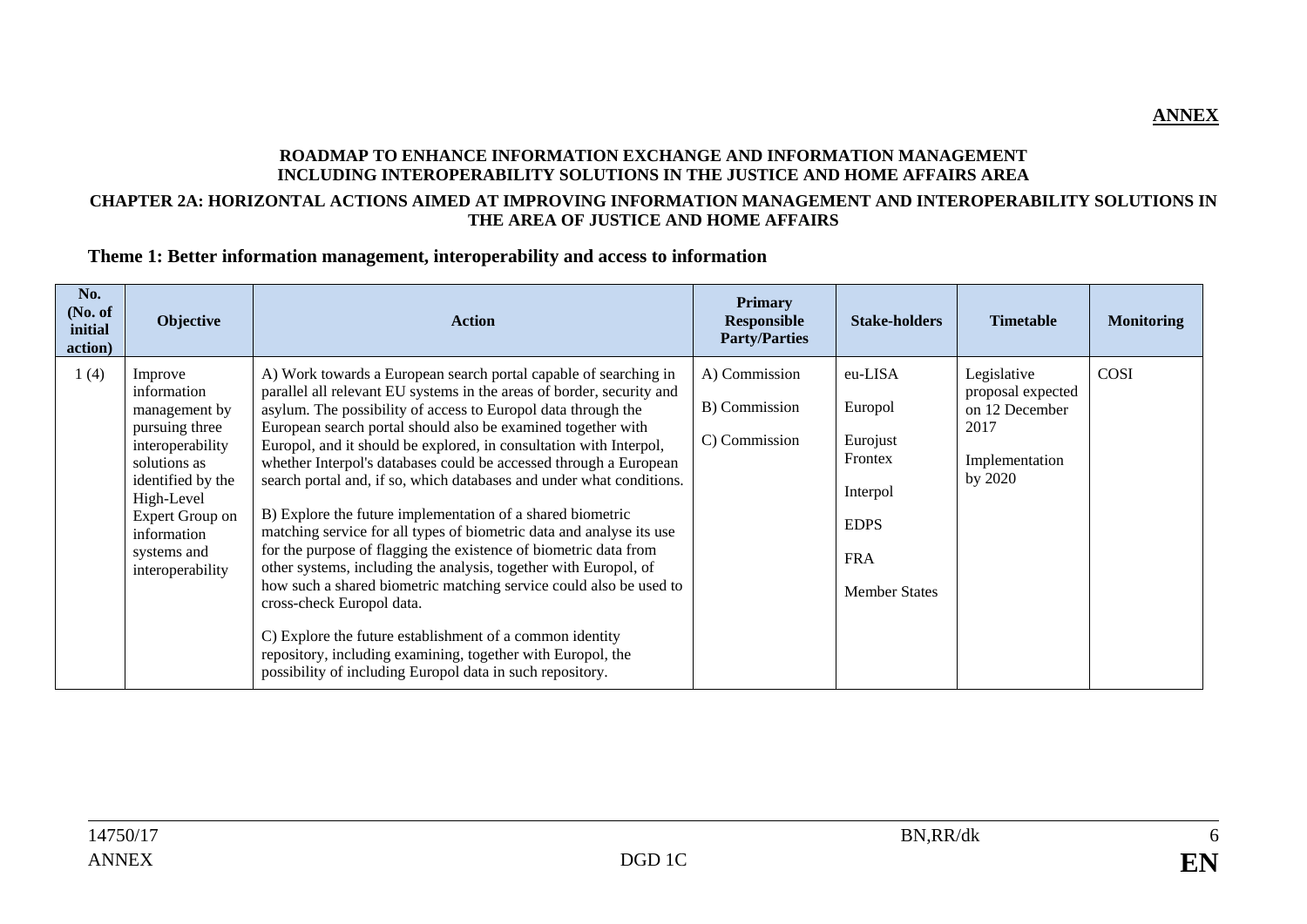**ANNEX**

**ROADMAP TO ENHANCE INFORMATION EXCHANGE AND INFORMATION MANAGEMENT INCLUDING INTEROPERABILITY SOLUTIONS IN THE JUSTICE AND HOME AFFAIRS AREA**

**CHAPTER 2A: HORIZONTAL ACTIONS AIMED AT IMPROVING INFORMATION MANAGEMENT AND INTEROPERABILITY SOLUTIONS IN THE AREA OF JUSTICE AND HOME AFFAIRS**

## Theme 1: Better information management, interoperability and access to information

| No. (No. of initial action) | Objective | Action | Primary Responsible Party/Parties | Stake-holders | Timetable | Monitoring |
|---|---|---|---|---|---|---|
| 1 (4) | Improve information management by pursuing three interoperability solutions as identified by the High-Level Expert Group on information systems and interoperability | A) Work towards a European search portal capable of searching in parallel all relevant EU systems in the areas of border, security and asylum. The possibility of access to Europol data through the European search portal should also be examined together with Europol, and it should be explored, in consultation with Interpol, whether Interpol's databases could be accessed through a European search portal and, if so, which databases and under what conditions.<br><br>B) Explore the future implementation of a shared biometric matching service for all types of biometric data and analyse its use for the purpose of flagging the existence of biometric data from other systems, including the analysis, together with Europol, of how such a shared biometric matching service could also be used to cross-check Europol data.<br><br>C) Explore the future establishment of a common identity repository, including examining, together with Europol, the possibility of including Europol data in such repository. | A) Commission<br><br>B) Commission<br><br>C) Commission | eu-LISA<br><br>Europol<br><br>Eurojust<br>Frontex<br><br>Interpol<br><br>EDPS<br><br>FRA<br><br>Member States | Legislative proposal expected on 12 December 2017<br><br>Implementation by 2020 | COSI |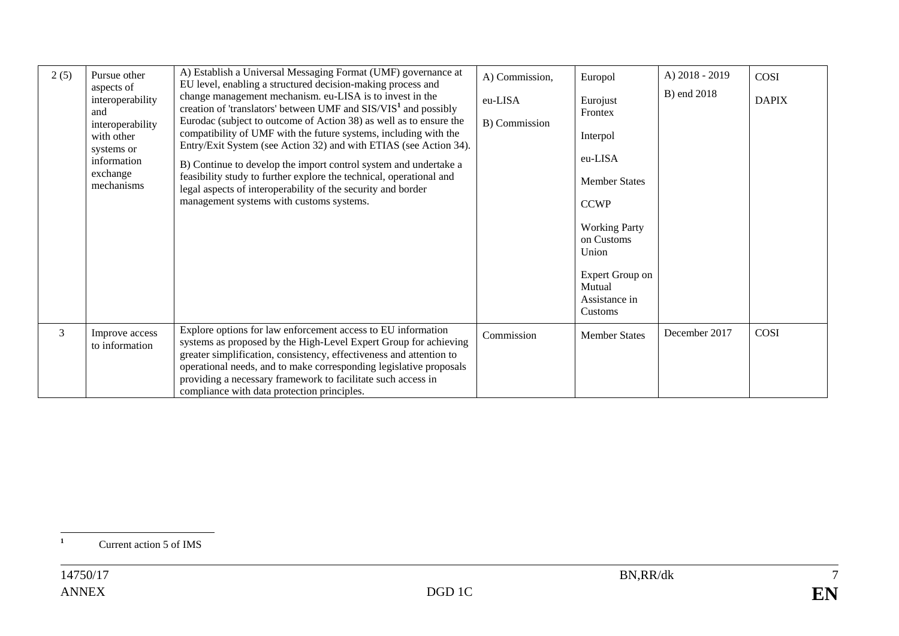| | | | | | | |
|---|---|---|---|---|---|---|
| 2 (5) | Pursue other aspects of interoperability and interoperability with other systems or information exchange mechanisms | A) Establish a Universal Messaging Format (UMF) governance at EU level, enabling a structured decision-making process and change management mechanism. eu-LISA is to invest in the creation of 'translators' between UMF and SIS/VIS[1] and possibly Eurodac (subject to outcome of Action 38) as well as to ensure the compatibility of UMF with the future systems, including with the Entry/Exit System (see Action 32) and with ETIAS (see Action 34).<br><br>B) Continue to develop the import control system and undertake a feasibility study to further explore the technical, operational and legal aspects of interoperability of the security and border management systems with customs systems. | A) Commission,<br><br>eu-LISA<br><br>B) Commission | Europol<br><br>Eurojust<br>Frontex<br><br>Interpol<br><br>eu-LISA<br><br>Member States<br><br>CCWP<br><br>Working Party on Customs Union<br><br>Expert Group on Mutual Assistance in Customs | A) 2018 - 2019<br><br>B) end 2018 | COSI<br><br>DAPIX |
| 3 | Improve access to information | Explore options for law enforcement access to EU information systems as proposed by the High-Level Expert Group for achieving greater simplification, consistency, effectiveness and attention to operational needs, and to make corresponding legislative proposals providing a necessary framework to facilitate such access in compliance with data protection principles. | Commission | Member States | December 2017 | COSI |

[1] Current action 5 of IMS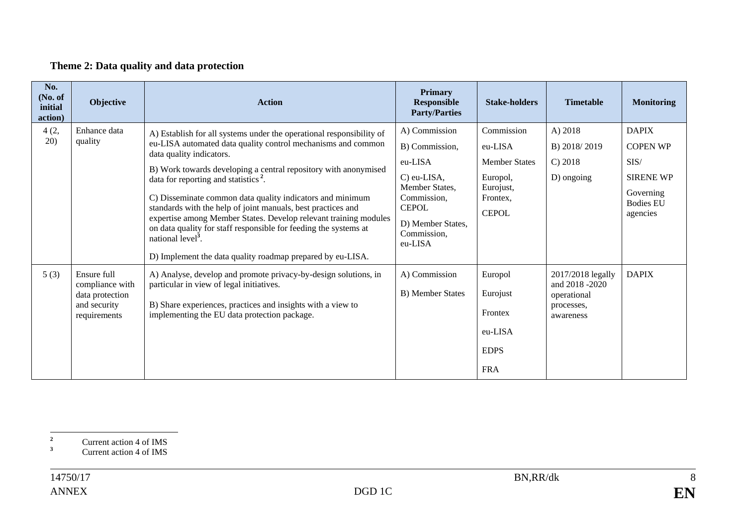### Theme 2: Data quality and data protection

| No. (No. of initial action) | Objective | Action | Primary Responsible Party/Parties | Stake-holders | Timetable | Monitoring |
|---|---|---|---|---|---|---|
| 4 (2, 20) | Enhance data quality | A) Establish for all systems under the operational responsibility of eu-LISA automated data quality control mechanisms and common data quality indicators.<br><br>B) Work towards developing a central repository with anonymised data for reporting and statistics [2].<br><br>C) Disseminate common data quality indicators and minimum standards with the help of joint manuals, best practices and expertise among Member States. Develop relevant training modules on data quality for staff responsible for feeding the systems at national level[3].<br><br>D) Implement the data quality roadmap prepared by eu-LISA. | A) Commission<br><br>B) Commission, eu-LISA<br><br>C) eu-LISA, Member States, Commission, CEPOL<br><br>D) Member States, Commission, eu-LISA | Commission<br><br>eu-LISA<br><br>Member States<br><br>Europol, Eurojust, Frontex, CEPOL | A) 2018<br><br>B) 2018/ 2019<br><br>C) 2018<br><br>D) ongoing | DAPIX<br><br>COPEN WP<br><br>SIS/<br><br>SIRENE WP<br><br>Governing Bodies EU agencies |
| 5 (3) | Ensure full compliance with data protection and security requirements | A) Analyse, develop and promote privacy-by-design solutions, in particular in view of legal initiatives.<br><br>B) Share experiences, practices and insights with a view to implementing the EU data protection package. | A) Commission<br><br>B) Member States | Europol<br><br>Eurojust<br><br>Frontex<br><br>eu-LISA<br><br>EDPS<br><br>FRA | 2017/2018 legally and 2018 -2020 operational processes, awareness | DAPIX |

[2] Current action 4 of IMS

[3] Current action 4 of IMS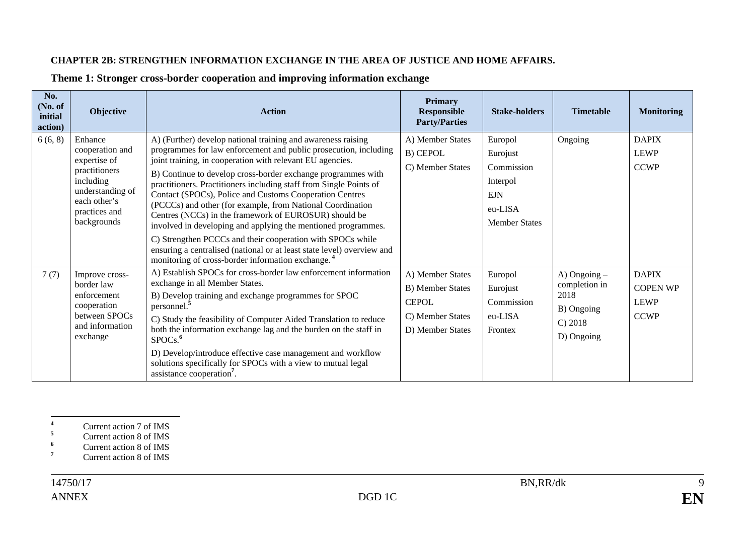**CHAPTER 2B: STRENGTHEN INFORMATION EXCHANGE IN THE AREA OF JUSTICE AND HOME AFFAIRS.**

**Theme 1: Stronger cross-border cooperation and improving information exchange**

| No. (No. of initial action) | Objective | Action | Primary Responsible Party/Parties | Stake-holders | Timetable | Monitoring |
|---|---|---|---|---|---|---|
| 6 (6, 8) | Enhance cooperation and expertise of practitioners including understanding of each other's practices and backgrounds | A) (Further) develop national training and awareness raising programmes for law enforcement and public prosecution, including joint training, in cooperation with relevant EU agencies.<br>B) Continue to develop cross-border exchange programmes with practitioners. Practitioners including staff from Single Points of Contact (SPOCs), Police and Customs Cooperation Centres (PCCCs) and other (for example, from National Coordination Centres (NCCs) in the framework of EUROSUR) should be involved in developing and applying the mentioned programmes.<br>C) Strengthen PCCCs and their cooperation with SPOCs while ensuring a centralised (national or at least state level) overview and monitoring of cross-border information exchange.[4] | A) Member States<br>B) CEPOL<br>C) Member States | Europol<br>Eurojust<br>Commission<br>Interpol<br>EJN<br>eu-LISA<br>Member States | Ongoing | DAPIX<br>LEWP<br>CCWP |
| 7 (7) | Improve cross-border law enforcement cooperation between SPOCs and information exchange | A) Establish SPOCs for cross-border law enforcement information exchange in all Member States.<br>B) Develop training and exchange programmes for SPOC personnel.[5]<br>C) Study the feasibility of Computer Aided Translation to reduce both the information exchange lag and the burden on the staff in SPOCs.[6]<br>D) Develop/introduce effective case management and workflow solutions specifically for SPOCs with a view to mutual legal assistance cooperation[7]. | A) Member States<br>B) Member States<br>CEPOL<br>C) Member States<br>D) Member States | Europol<br>Eurojust<br>Commission<br>eu-LISA<br>Frontex | A) Ongoing – completion in 2018<br>B) Ongoing<br>C) 2018<br>D) Ongoing | DAPIX<br>COPEN WP<br>LEWP<br>CCWP |

[4] Current action 7 of IMS
[5] Current action 8 of IMS
[6] Current action 8 of IMS
[7] Current action 8 of IMS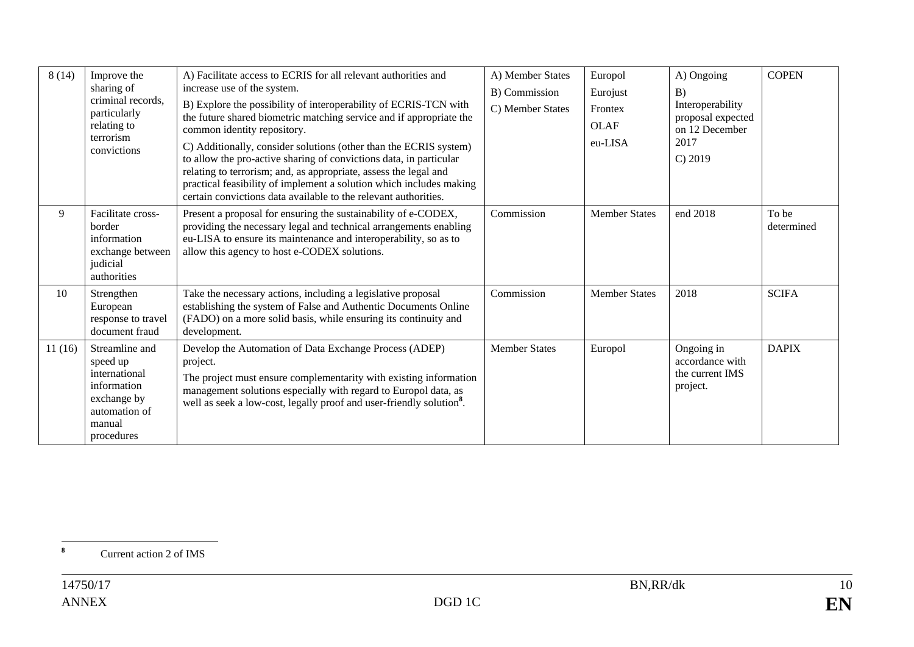| | | | | | | |
|---|---|---|---|---|---|---|
| 8 (14) | Improve the sharing of criminal records, particularly relating to terrorism convictions | A) Facilitate access to ECRIS for all relevant authorities and increase use of the system.<br>B) Explore the possibility of interoperability of ECRIS-TCN with the future shared biometric matching service and if appropriate the common identity repository.<br>C) Additionally, consider solutions (other than the ECRIS system) to allow the pro-active sharing of convictions data, in particular relating to terrorism; and, as appropriate, assess the legal and practical feasibility of implement a solution which includes making certain convictions data available to the relevant authorities. | A) Member States<br>B) Commission<br>C) Member States | Europol<br>Eurojust<br>Frontex<br>OLAF<br>eu-LISA | A) Ongoing<br>B) Interoperability proposal expected on 12 December 2017<br>C) 2019 | COPEN |
| 9 | Facilitate cross-border information exchange between judicial authorities | Present a proposal for ensuring the sustainability of e-CODEX, providing the necessary legal and technical arrangements enabling eu-LISA to ensure its maintenance and interoperability, so as to allow this agency to host e-CODEX solutions. | Commission | Member States | end 2018 | To be determined |
| 10 | Strengthen European response to travel document fraud | Take the necessary actions, including a legislative proposal establishing the system of False and Authentic Documents Online (FADO) on a more solid basis, while ensuring its continuity and development. | Commission | Member States | 2018 | SCIFA |
| 11 (16) | Streamline and speed up international information exchange by automation of manual procedures | Develop the Automation of Data Exchange Process (ADEP) project.<br>The project must ensure complementarity with existing information management solutions especially with regard to Europol data, as well as seek a low-cost, legally proof and user-friendly solution[8]. | Member States | Europol | Ongoing in accordance with the current IMS project. | DAPIX |

[8] Current action 2 of IMS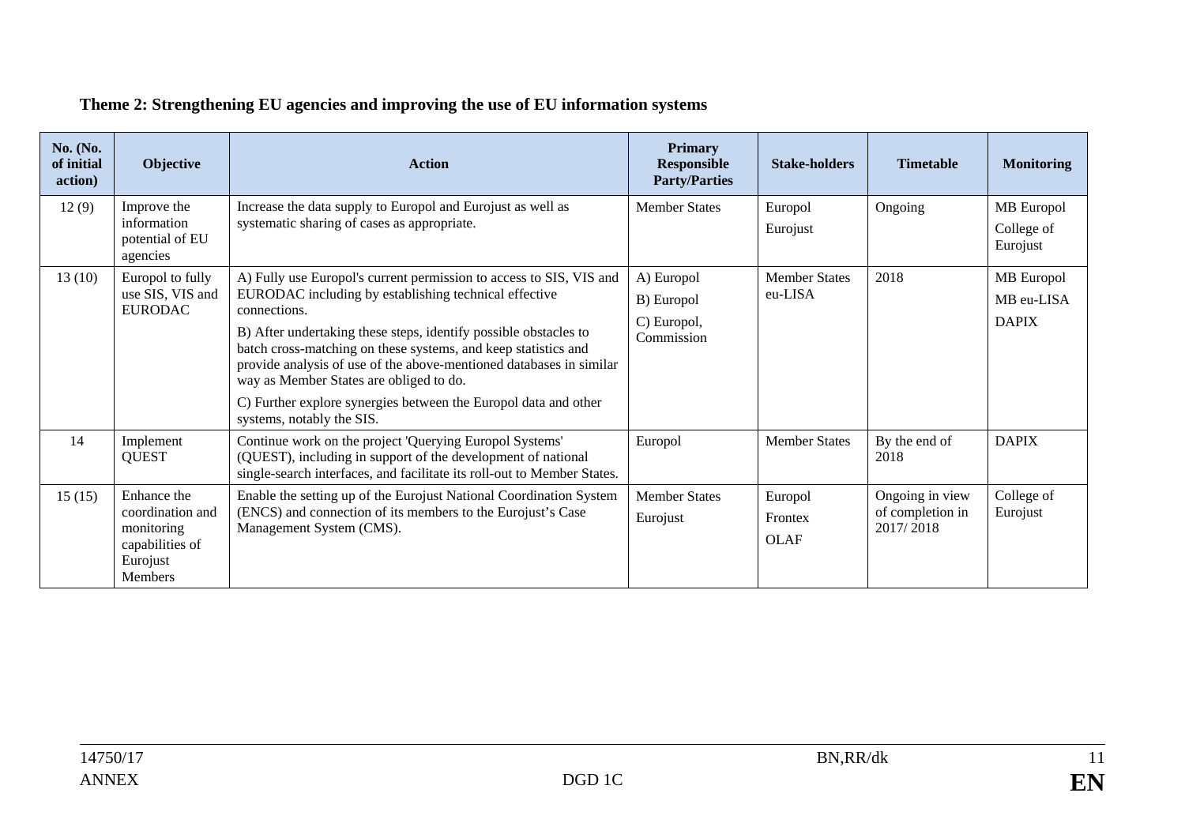**Theme 2: Strengthening EU agencies and improving the use of EU information systems**

| No. (No. of initial action) | Objective | Action | Primary Responsible Party/Parties | Stake-holders | Timetable | Monitoring |
|---|---|---|---|---|---|---|
| 12 (9) | Improve the information potential of EU agencies | Increase the data supply to Europol and Eurojust as well as systematic sharing of cases as appropriate. | Member States | Europol<br>Eurojust | Ongoing | MB Europol<br>College of Eurojust |
| 13 (10) | Europol to fully use SIS, VIS and EURODAC | A) Fully use Europol's current permission to access to SIS, VIS and EURODAC including by establishing technical effective connections.<br>B) After undertaking these steps, identify possible obstacles to batch cross-matching on these systems, and keep statistics and provide analysis of use of the above-mentioned databases in similar way as Member States are obliged to do.<br>C) Further explore synergies between the Europol data and other systems, notably the SIS. | A) Europol<br>B) Europol<br>C) Europol, Commission | Member States<br>eu-LISA | 2018 | MB Europol<br>MB eu-LISA<br>DAPIX |
| 14 | Implement QUEST | Continue work on the project 'Querying Europol Systems' (QUEST), including in support of the development of national single-search interfaces, and facilitate its roll-out to Member States. | Europol | Member States | By the end of 2018 | DAPIX |
| 15 (15) | Enhance the coordination and monitoring capabilities of Eurojust Members | Enable the setting up of the Eurojust National Coordination System (ENCS) and connection of its members to the Eurojust's Case Management System (CMS). | Member States<br>Eurojust | Europol<br>Frontex<br>OLAF | Ongoing in view of completion in 2017/ 2018 | College of Eurojust |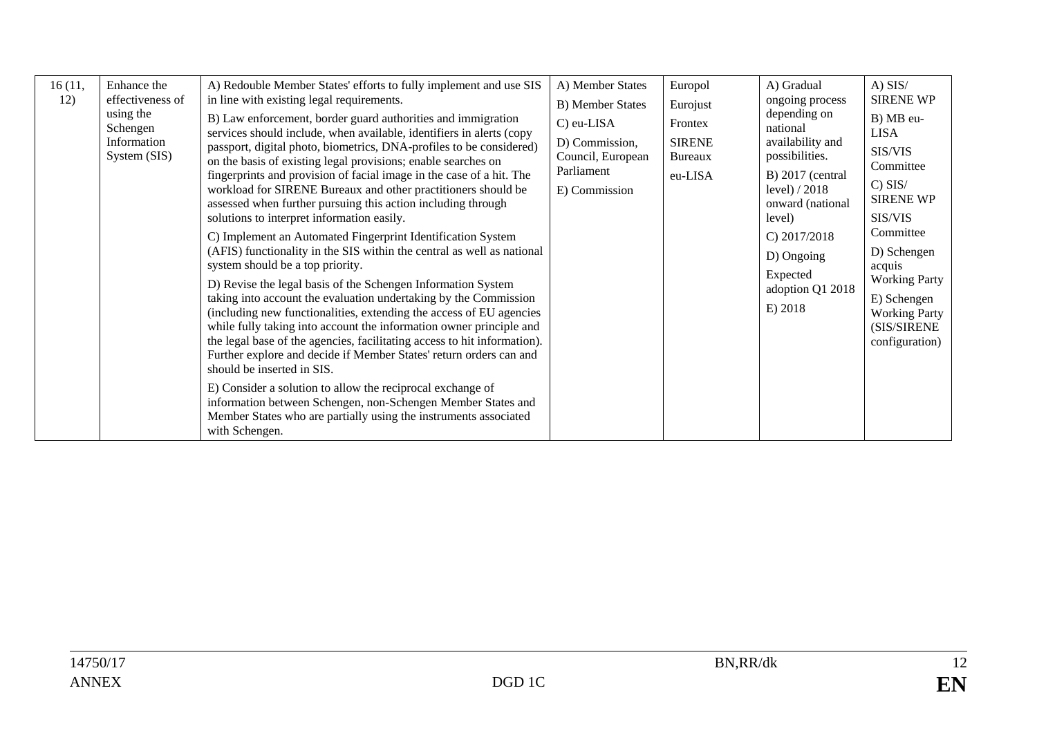| | | | | | | |
|---|---|---|---|---|---|---|
| 16 (11, 12) | Enhance the effectiveness of using the Schengen Information System (SIS) | A) Redouble Member States' efforts to fully implement and use SIS in line with existing legal requirements.<br><br>B) Law enforcement, border guard authorities and immigration services should include, when available, identifiers in alerts (copy passport, digital photo, biometrics, DNA-profiles to be considered) on the basis of existing legal provisions; enable searches on fingerprints and provision of facial image in the case of a hit. The workload for SIRENE Bureaux and other practitioners should be assessed when further pursuing this action including through solutions to interpret information easily.<br><br>C) Implement an Automated Fingerprint Identification System (AFIS) functionality in the SIS within the central as well as national system should be a top priority.<br><br>D) Revise the legal basis of the Schengen Information System taking into account the evaluation undertaking by the Commission (including new functionalities, extending the access of EU agencies while fully taking into account the information owner principle and the legal base of the agencies, facilitating access to hit information). Further explore and decide if Member States' return orders can and should be inserted in SIS.<br><br>E) Consider a solution to allow the reciprocal exchange of information between Schengen, non-Schengen Member States and Member States who are partially using the instruments associated with Schengen. | A) Member States<br><br>B) Member States<br><br>C) eu-LISA<br><br>D) Commission, Council, European Parliament<br><br>E) Commission | Europol<br><br>Eurojust<br><br>Frontex<br><br>SIRENE Bureaux<br><br>eu-LISA | A) Gradual ongoing process depending on national availability and possibilities.<br><br>B) 2017 (central level) / 2018 onward (national level)<br><br>C) 2017/2018<br><br>D) Ongoing<br><br>Expected adoption Q1 2018<br><br>E) 2018 | A) SIS/ SIRENE WP<br><br>B) MB eu-LISA<br><br>SIS/VIS Committee<br><br>C) SIS/ SIRENE WP<br><br>SIS/VIS Committee<br><br>D) Schengen acquis Working Party<br><br>E) Schengen Working Party (SIS/SIRENE configuration) |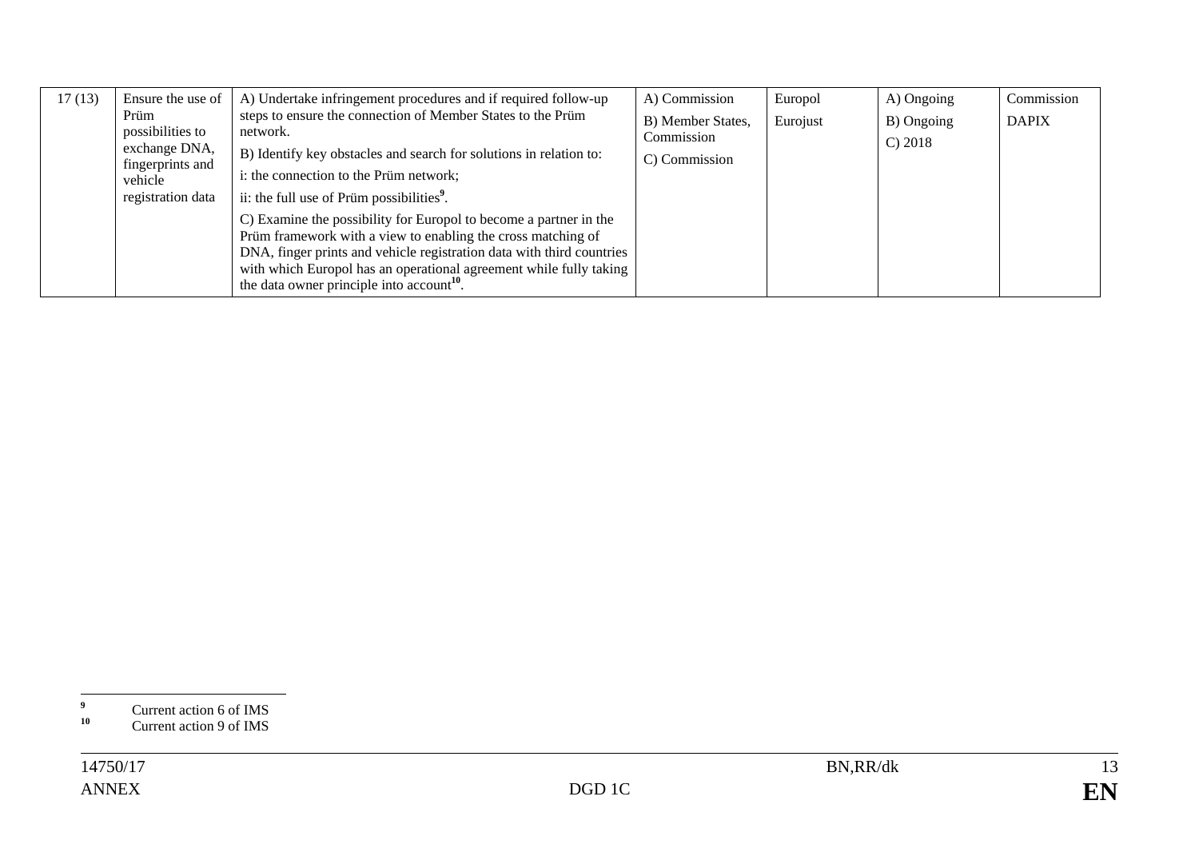| | | | | | | |
|---|---|---|---|---|---|---|
| 17 (13) | Ensure the use of Prüm possibilities to exchange DNA, fingerprints and vehicle registration data | A) Undertake infringement procedures and if required follow-up steps to ensure the connection of Member States to the Prüm network.<br>B) Identify key obstacles and search for solutions in relation to:<br>i: the connection to the Prüm network;<br>ii: the full use of Prüm possibilities[9].<br>C) Examine the possibility for Europol to become a partner in the Prüm framework with a view to enabling the cross matching of DNA, finger prints and vehicle registration data with third countries with which Europol has an operational agreement while fully taking the data owner principle into account[10]. | A) Commission<br>B) Member States, Commission<br>C) Commission | Europol<br>Eurojust | A) Ongoing<br>B) Ongoing<br>C) 2018 | Commission<br>DAPIX |

[9] Current action 6 of IMS

[10] Current action 9 of IMS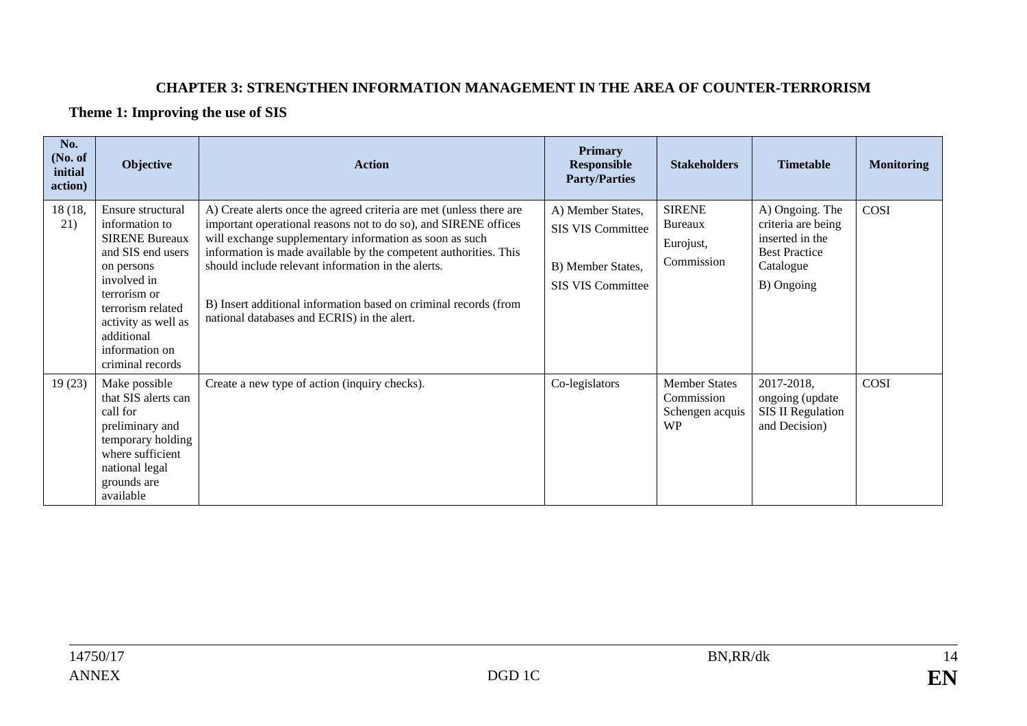## CHAPTER 3: STRENGTHEN INFORMATION MANAGEMENT IN THE AREA OF COUNTER-TERRORISM

### Theme 1: Improving the use of SIS

| No. (No. of initial action) | Objective | Action | Primary Responsible Party/Parties | Stakeholders | Timetable | Monitoring |
|---|---|---|---|---|---|---|
| 18 (18, 21) | Ensure structural information to SIRENE Bureaux and SIS end users on persons involved in terrorism or terrorism related activity as well as additional information on criminal records | A) Create alerts once the agreed criteria are met (unless there are important operational reasons not to do so), and SIRENE offices will exchange supplementary information as soon as such information is made available by the competent authorities. This should include relevant information in the alerts.<br><br>B) Insert additional information based on criminal records (from national databases and ECRIS) in the alert. | A) Member States, SIS VIS Committee<br><br>B) Member States, SIS VIS Committee | SIRENE Bureaux<br>Eurojust,<br>Commission | A) Ongoing. The criteria are being inserted in the Best Practice Catalogue<br>B) Ongoing | COSI |
| 19 (23) | Make possible that SIS alerts can call for preliminary and temporary holding where sufficient national legal grounds are available | Create a new type of action (inquiry checks). | Co-legislators | Member States<br>Commission<br>Schengen acquis WP | 2017-2018, ongoing (update SIS II Regulation and Decision) | COSI |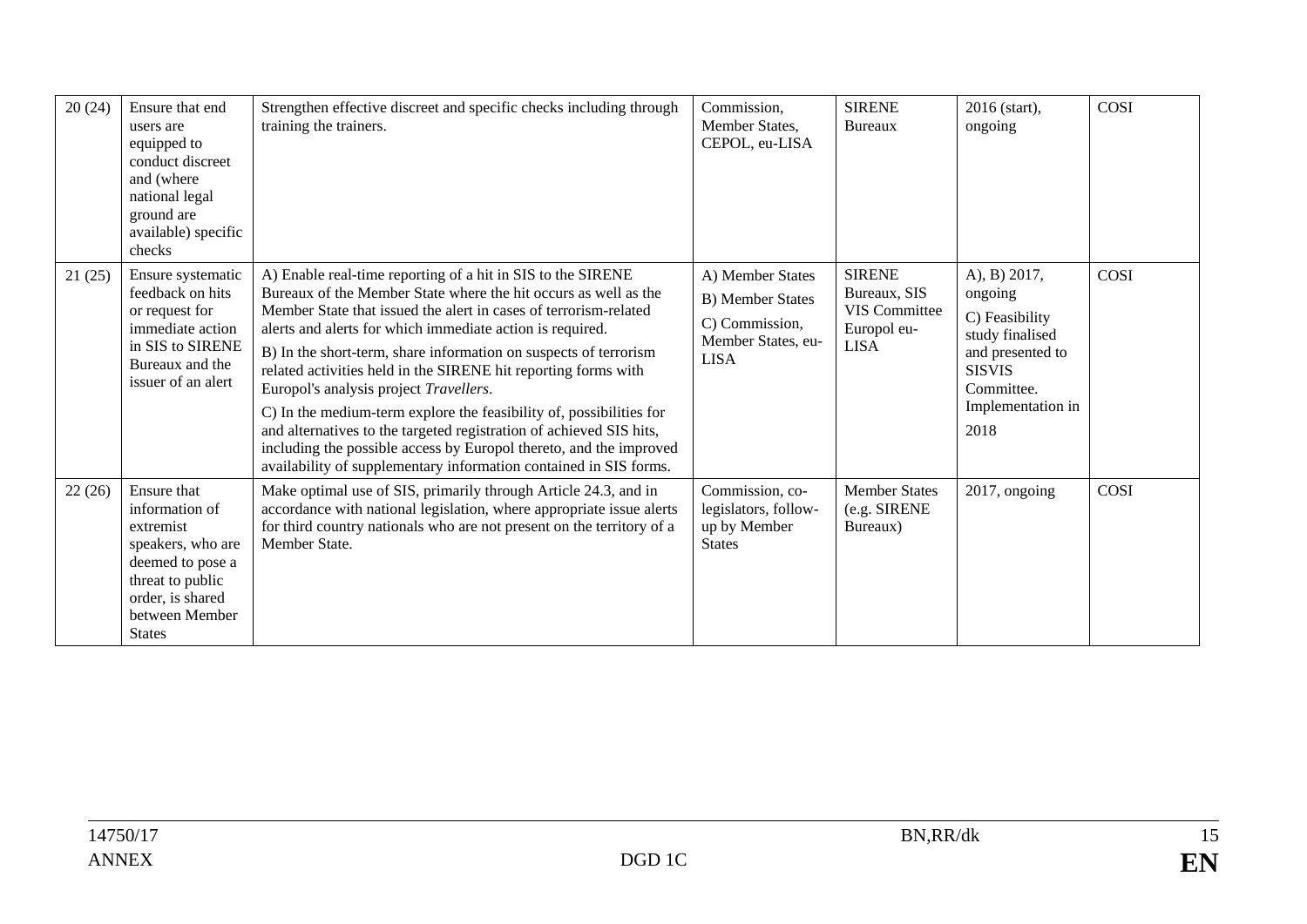| | | | | | | |
|---|---|---|---|---|---|---|
| 20 (24) | Ensure that end users are equipped to conduct discreet and (where national legal ground are available) specific checks | Strengthen effective discreet and specific checks including through training the trainers. | Commission, Member States, CEPOL, eu-LISA | SIRENE Bureaux | 2016 (start), ongoing | COSI |
| 21 (25) | Ensure systematic feedback on hits or request for immediate action in SIS to SIRENE Bureaux and the issuer of an alert | A) Enable real-time reporting of a hit in SIS to the SIRENE Bureaux of the Member State where the hit occurs as well as the Member State that issued the alert in cases of terrorism-related alerts and alerts for which immediate action is required.<br>B) In the short-term, share information on suspects of terrorism related activities held in the SIRENE hit reporting forms with Europol's analysis project *Travellers*.<br>C) In the medium-term explore the feasibility of, possibilities for and alternatives to the targeted registration of achieved SIS hits, including the possible access by Europol thereto, and the improved availability of supplementary information contained in SIS forms. | A) Member States<br>B) Member States<br>C) Commission, Member States, eu-LISA | SIRENE Bureaux, SIS VIS Committee Europol eu-LISA | A), B) 2017, ongoing<br>C) Feasibility study finalised and presented to SISVIS Committee. Implementation in 2018 | COSI |
| 22 (26) | Ensure that information of extremist speakers, who are deemed to pose a threat to public order, is shared between Member States | Make optimal use of SIS, primarily through Article 24.3, and in accordance with national legislation, where appropriate issue alerts for third country nationals who are not present on the territory of a Member State. | Commission, co-legislators, follow-up by Member States | Member States (e.g. SIRENE Bureaux) | 2017, ongoing | COSI |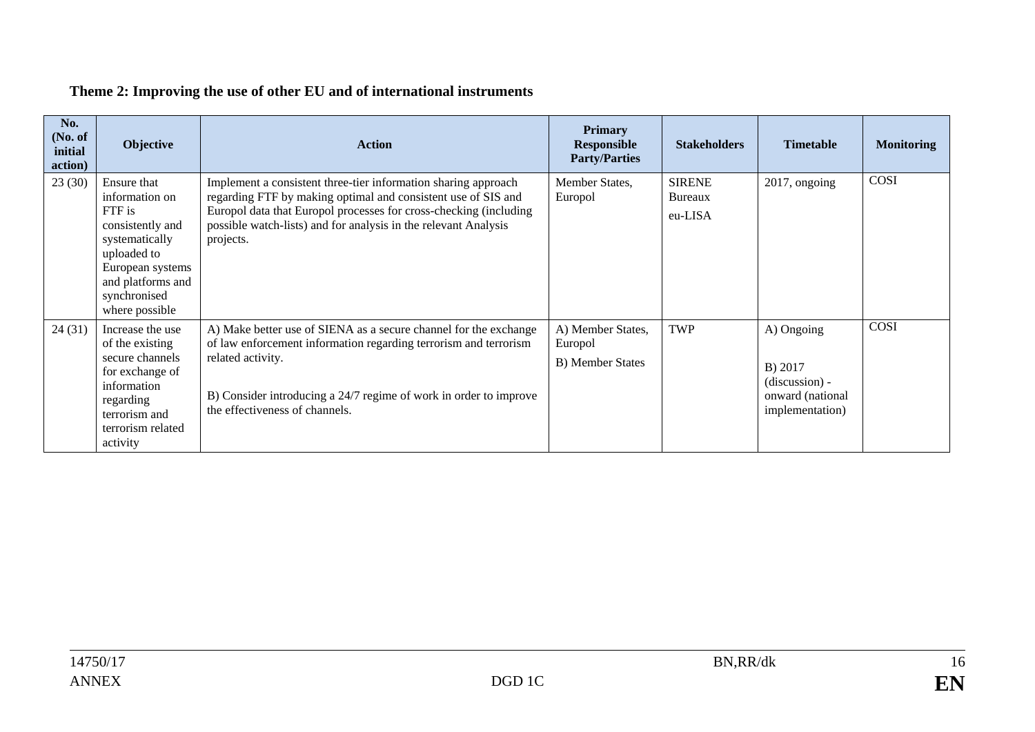**Theme 2: Improving the use of other EU and of international instruments**

| No. (No. of initial action) | Objective | Action | Primary Responsible Party/Parties | Stakeholders | Timetable | Monitoring |
|---|---|---|---|---|---|---|
| 23 (30) | Ensure that information on FTF is consistently and systematically uploaded to European systems and platforms and synchronised where possible | Implement a consistent three-tier information sharing approach regarding FTF by making optimal and consistent use of SIS and Europol data that Europol processes for cross-checking (including possible watch-lists) and for analysis in the relevant Analysis projects. | Member States, Europol | SIRENE Bureaux<br>eu-LISA | 2017, ongoing | COSI |
| 24 (31) | Increase the use of the existing secure channels for exchange of information regarding terrorism and terrorism related activity | A) Make better use of SIENA as a secure channel for the exchange of law enforcement information regarding terrorism and terrorism related activity.<br><br>B) Consider introducing a 24/7 regime of work in order to improve the effectiveness of channels. | A) Member States, Europol<br>B) Member States | TWP | A) Ongoing<br><br>B) 2017 (discussion) - onward (national implementation) | COSI |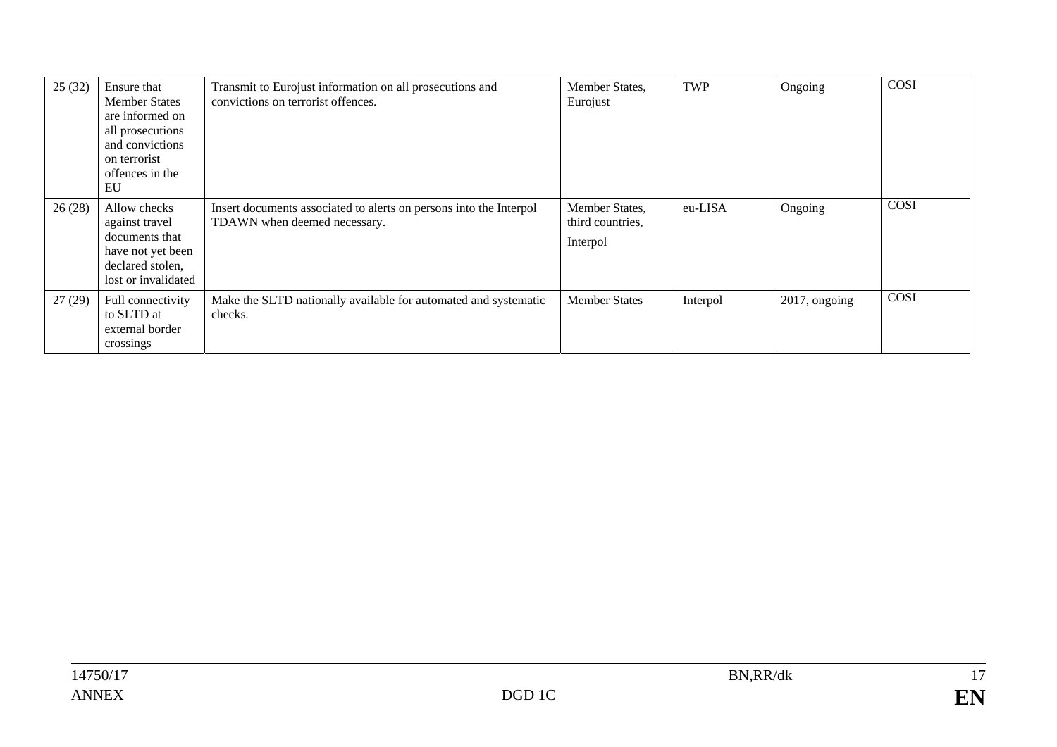| | | | | | | |
|---|---|---|---|---|---|---|
| 25 (32) | Ensure that Member States are informed on all prosecutions and convictions on terrorist offences in the EU | Transmit to Eurojust information on all prosecutions and convictions on terrorist offences. | Member States, Eurojust | TWP | Ongoing | COSI |
| 26 (28) | Allow checks against travel documents that have not yet been declared stolen, lost or invalidated | Insert documents associated to alerts on persons into the Interpol TDAWN when deemed necessary. | Member States, third countries, Interpol | eu-LISA | Ongoing | COSI |
| 27 (29) | Full connectivity to SLTD at external border crossings | Make the SLTD nationally available for automated and systematic checks. | Member States | Interpol | 2017, ongoing | COSI |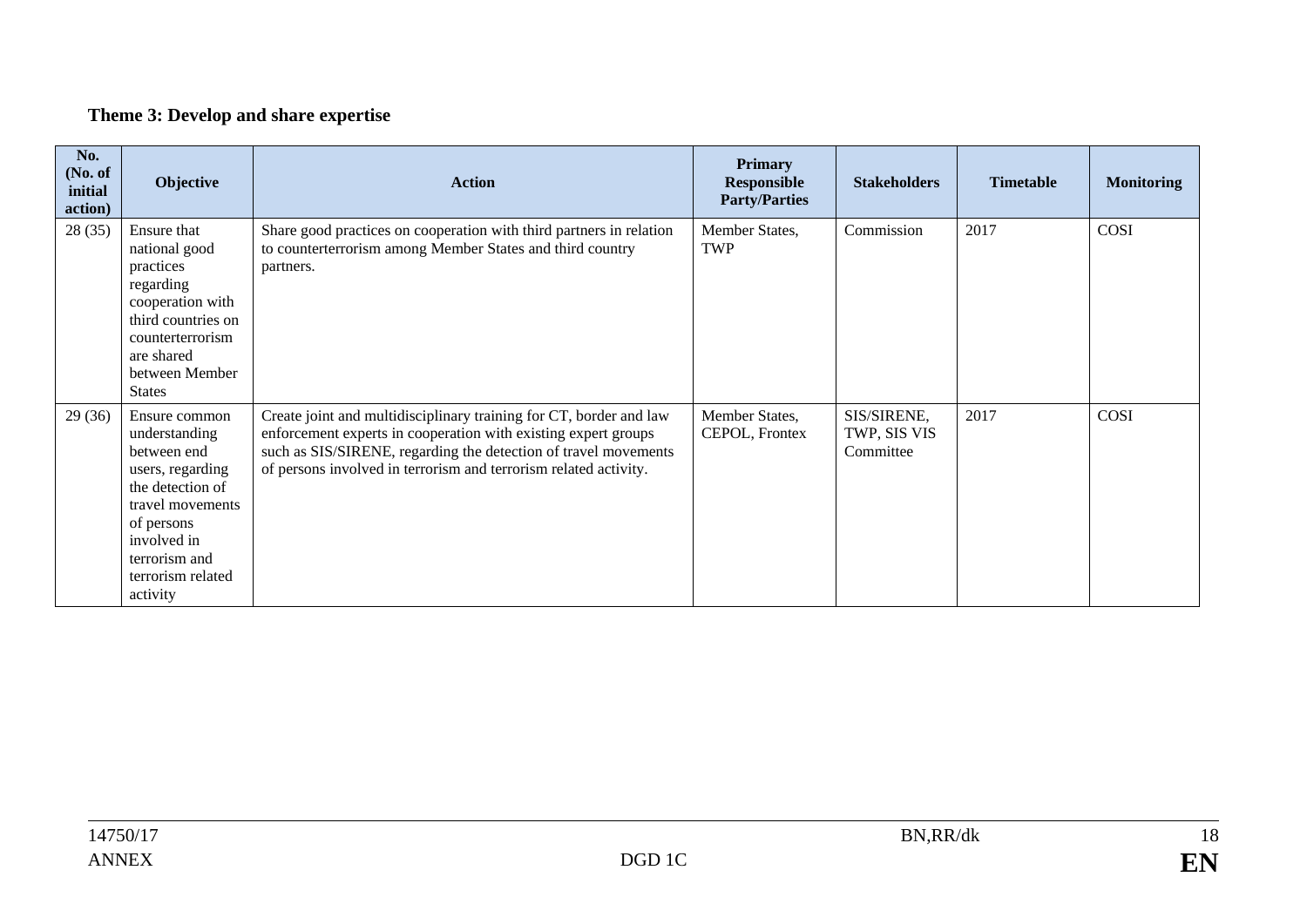**Theme 3: Develop and share expertise**

| No. (No. of initial action) | Objective | Action | Primary Responsible Party/Parties | Stakeholders | Timetable | Monitoring |
|---|---|---|---|---|---|---|
| 28 (35) | Ensure that national good practices regarding cooperation with third countries on counterterrorism are shared between Member States | Share good practices on cooperation with third partners in relation to counterterrorism among Member States and third country partners. | Member States, TWP | Commission | 2017 | COSI |
| 29 (36) | Ensure common understanding between end users, regarding the detection of travel movements of persons involved in terrorism and terrorism related activity | Create joint and multidisciplinary training for CT, border and law enforcement experts in cooperation with existing expert groups such as SIS/SIRENE, regarding the detection of travel movements of persons involved in terrorism and terrorism related activity. | Member States, CEPOL, Frontex | SIS/SIRENE, TWP, SIS VIS Committee | 2017 | COSI |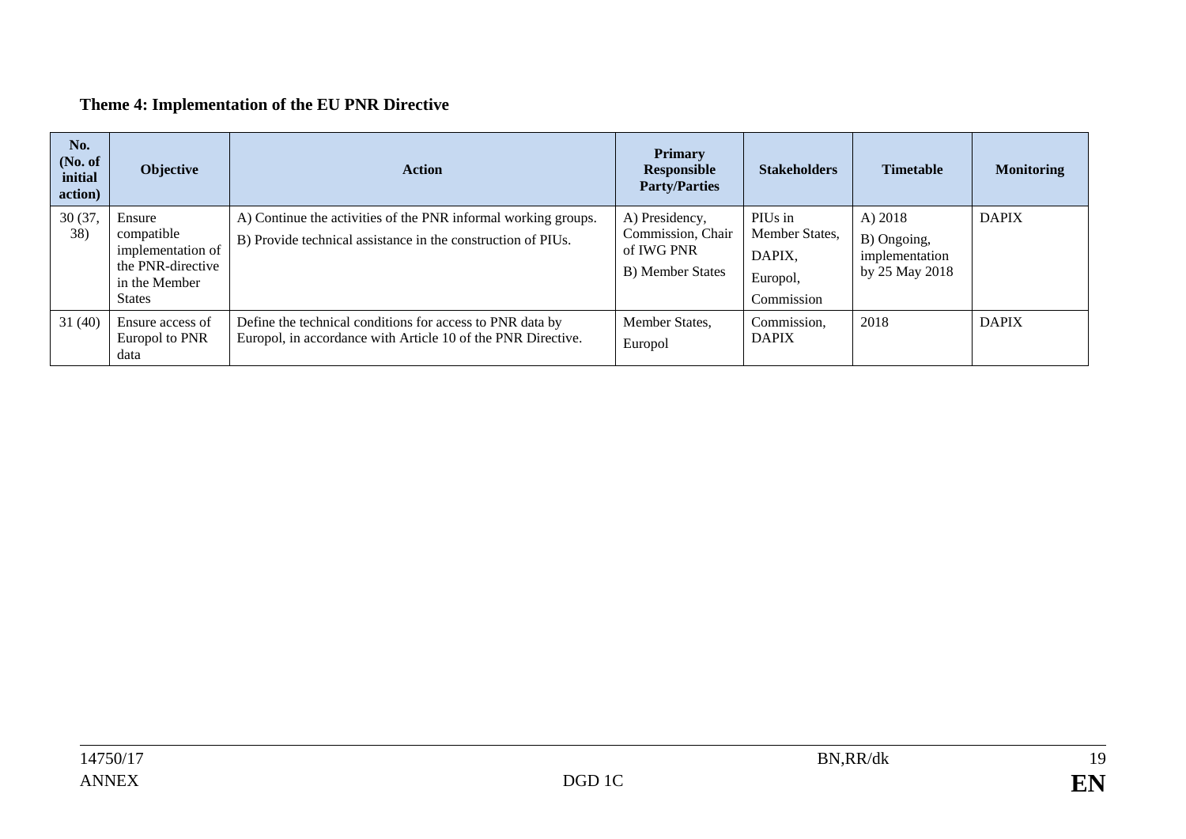### Theme 4: Implementation of the EU PNR Directive

| No. (No. of initial action) | Objective | Action | Primary Responsible Party/Parties | Stakeholders | Timetable | Monitoring |
|---|---|---|---|---|---|---|
| 30 (37, 38) | Ensure compatible implementation of the PNR-directive in the Member States | A) Continue the activities of the PNR informal working groups.<br>B) Provide technical assistance in the construction of PIUs. | A) Presidency, Commission, Chair of IWG PNR<br>B) Member States | PIUs in Member States, DAPIX, Europol, Commission | A) 2018<br>B) Ongoing, implementation by 25 May 2018 | DAPIX |
| 31 (40) | Ensure access of Europol to PNR data | Define the technical conditions for access to PNR data by Europol, in accordance with Article 10 of the PNR Directive. | Member States, Europol | Commission, DAPIX | 2018 | DAPIX |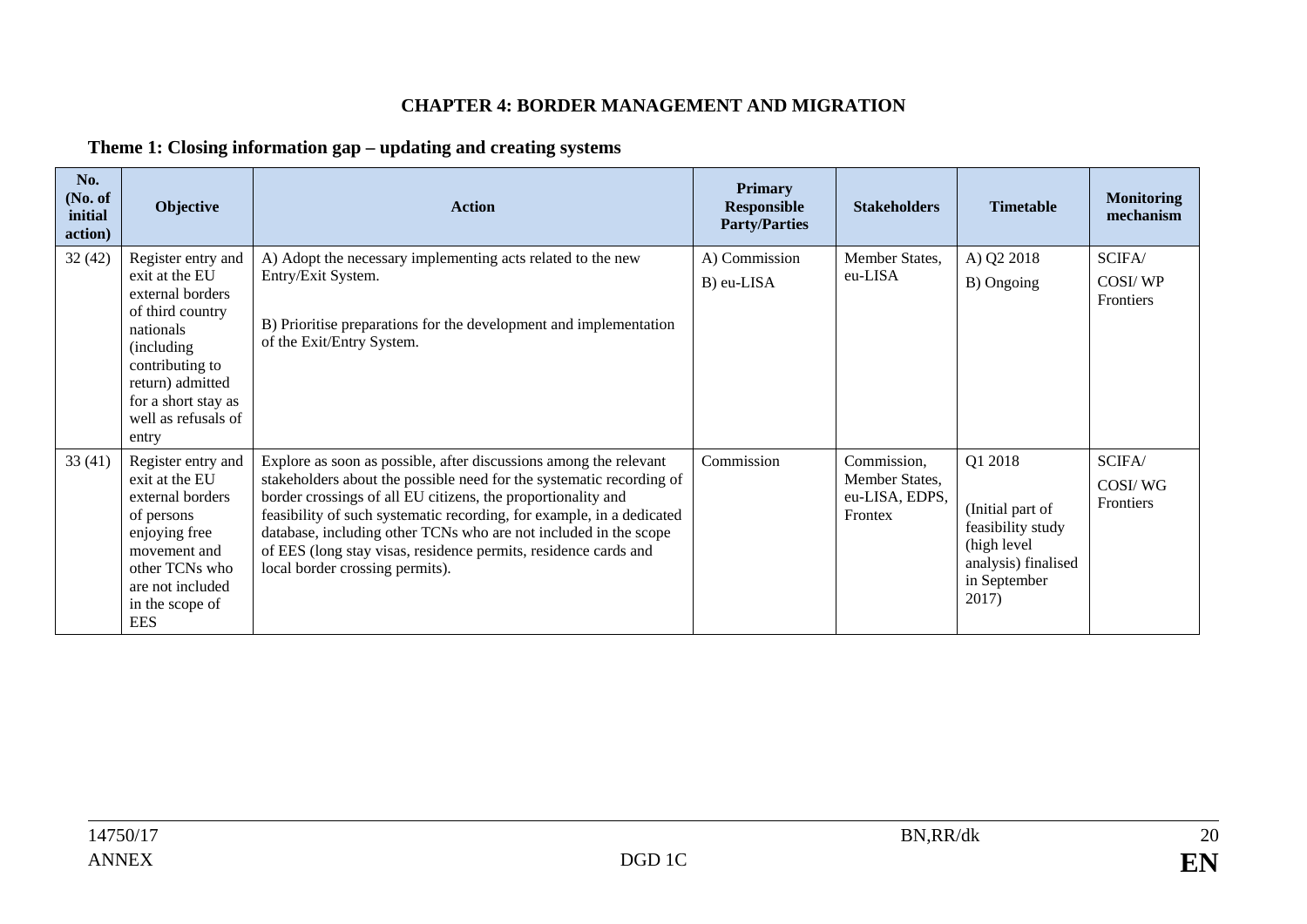## CHAPTER 4: BORDER MANAGEMENT AND MIGRATION

### Theme 1: Closing information gap – updating and creating systems

| No. (No. of initial action) | Objective | Action | Primary Responsible Party/Parties | Stakeholders | Timetable | Monitoring mechanism |
|---|---|---|---|---|---|---|
| 32 (42) | Register entry and exit at the EU external borders of third country nationals (including contributing to return) admitted for a short stay as well as refusals of entry | A) Adopt the necessary implementing acts related to the new Entry/Exit System.<br><br>B) Prioritise preparations for the development and implementation of the Exit/Entry System. | A) Commission<br>B) eu-LISA | Member States, eu-LISA | A) Q2 2018<br>B) Ongoing | SCIFA/ COSI/ WP Frontiers |
| 33 (41) | Register entry and exit at the EU external borders of persons enjoying free movement and other TCNs who are not included in the scope of EES | Explore as soon as possible, after discussions among the relevant stakeholders about the possible need for the systematic recording of border crossings of all EU citizens, the proportionality and feasibility of such systematic recording, for example, in a dedicated database, including other TCNs who are not included in the scope of EES (long stay visas, residence permits, residence cards and local border crossing permits). | Commission | Commission, Member States, eu-LISA, EDPS, Frontex | Q1 2018<br><br>(Initial part of feasibility study (high level analysis) finalised in September 2017) | SCIFA/ COSI/ WG Frontiers |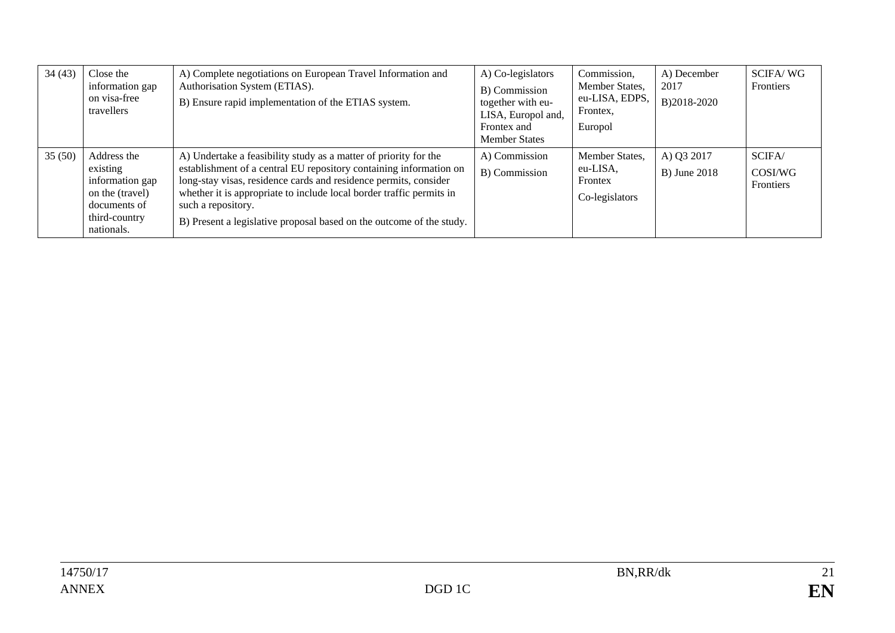| | | | | | | |
|---|---|---|---|---|---|---|
| 34 (43) | Close the information gap on visa-free travellers | A) Complete negotiations on European Travel Information and Authorisation System (ETIAS).<br>B) Ensure rapid implementation of the ETIAS system. | A) Co-legislators<br>B) Commission together with eu-LISA, Europol and, Frontex and Member States | Commission, Member States, eu-LISA, EDPS, Frontex, Europol | A) December 2017<br>B)2018-2020 | SCIFA/ WG Frontiers |
| 35 (50) | Address the existing information gap on the (travel) documents of third-country nationals. | A) Undertake a feasibility study as a matter of priority for the establishment of a central EU repository containing information on long-stay visas, residence cards and residence permits, consider whether it is appropriate to include local border traffic permits in such a repository.<br>B) Present a legislative proposal based on the outcome of the study. | A) Commission<br>B) Commission | Member States, eu-LISA, Frontex<br>Co-legislators | A) Q3 2017<br>B) June 2018 | SCIFA/ COSI/WG Frontiers |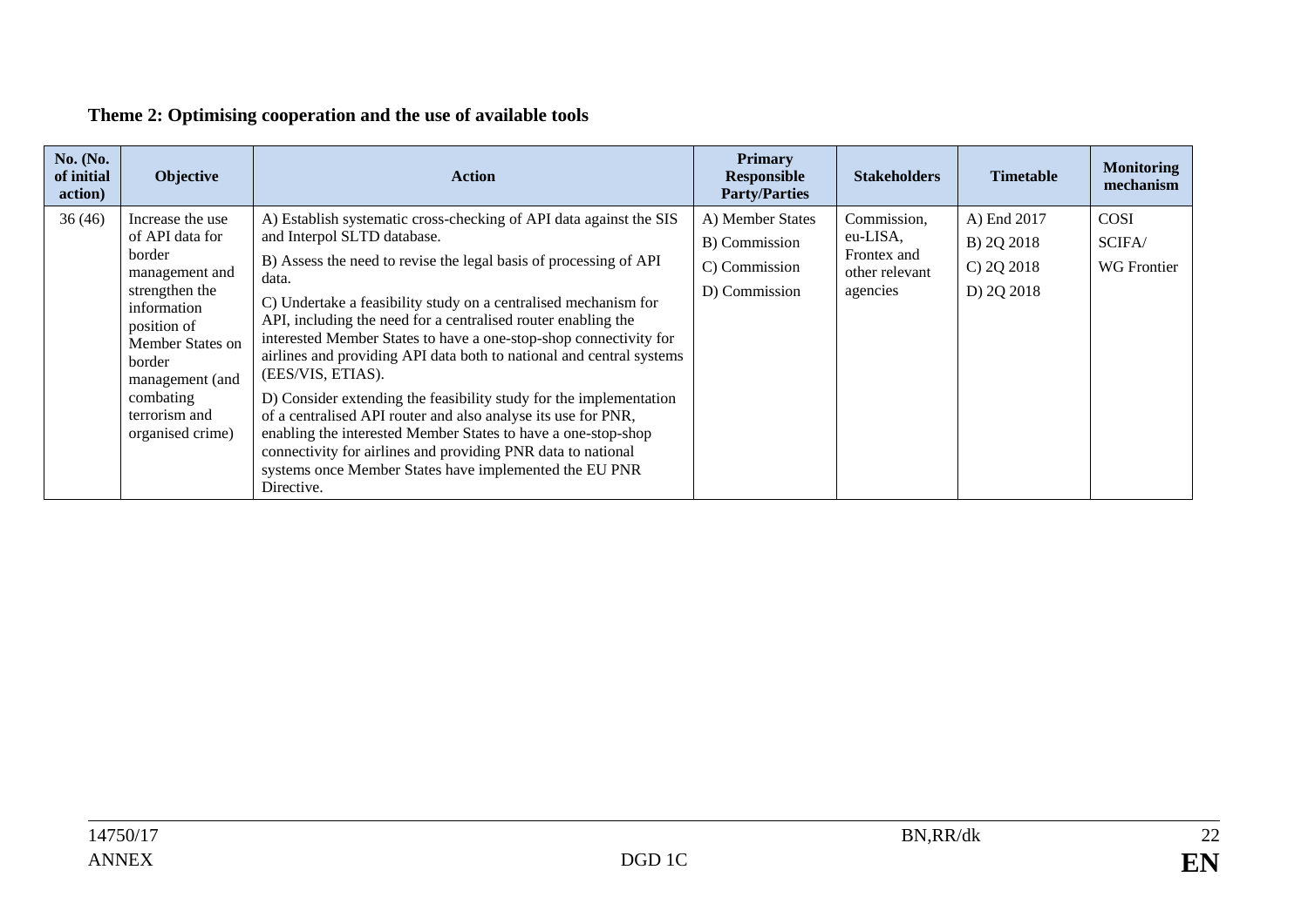**Theme 2: Optimising cooperation and the use of available tools**

| No. (No. of initial action) | Objective | Action | Primary Responsible Party/Parties | Stakeholders | Timetable | Monitoring mechanism |
|---|---|---|---|---|---|---|
| 36 (46) | Increase the use of API data for border management and strengthen the information position of Member States on border management (and combating terrorism and organised crime) | A) Establish systematic cross-checking of API data against the SIS and Interpol SLTD database.<br>B) Assess the need to revise the legal basis of processing of API data.<br>C) Undertake a feasibility study on a centralised mechanism for API, including the need for a centralised router enabling the interested Member States to have a one-stop-shop connectivity for airlines and providing API data both to national and central systems (EES/VIS, ETIAS).<br>D) Consider extending the feasibility study for the implementation of a centralised API router and also analyse its use for PNR, enabling the interested Member States to have a one-stop-shop connectivity for airlines and providing PNR data to national systems once Member States have implemented the EU PNR Directive. | A) Member States<br>B) Commission<br>C) Commission<br>D) Commission | Commission, eu-LISA, Frontex and other relevant agencies | A) End 2017<br>B) 2Q 2018<br>C) 2Q 2018<br>D) 2Q 2018 | COSI<br>SCIFA/<br>WG Frontier |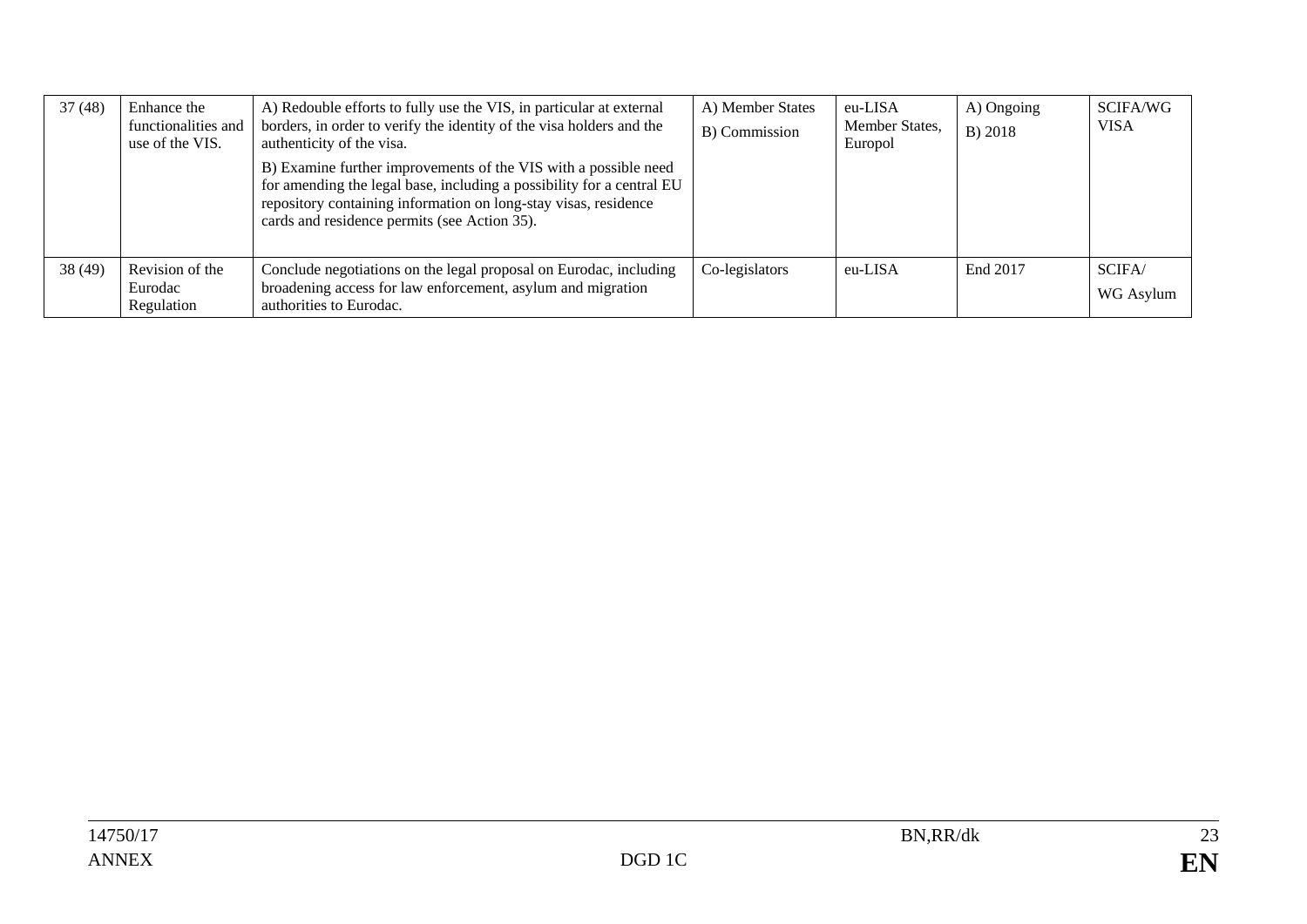| | | | | | | |
|---|---|---|---|---|---|---|
| 37 (48) | Enhance the functionalities and use of the VIS. | A) Redouble efforts to fully use the VIS, in particular at external borders, in order to verify the identity of the visa holders and the authenticity of the visa.<br><br>B) Examine further improvements of the VIS with a possible need for amending the legal base, including a possibility for a central EU repository containing information on long-stay visas, residence cards and residence permits (see Action 35). | A) Member States<br>B) Commission | eu-LISA<br>Member States, Europol | A) Ongoing<br>B) 2018 | SCIFA/WG VISA |
| 38 (49) | Revision of the Eurodac Regulation | Conclude negotiations on the legal proposal on Eurodac, including broadening access for law enforcement, asylum and migration authorities to Eurodac. | Co-legislators | eu-LISA | End 2017 | SCIFA/<br>WG Asylum |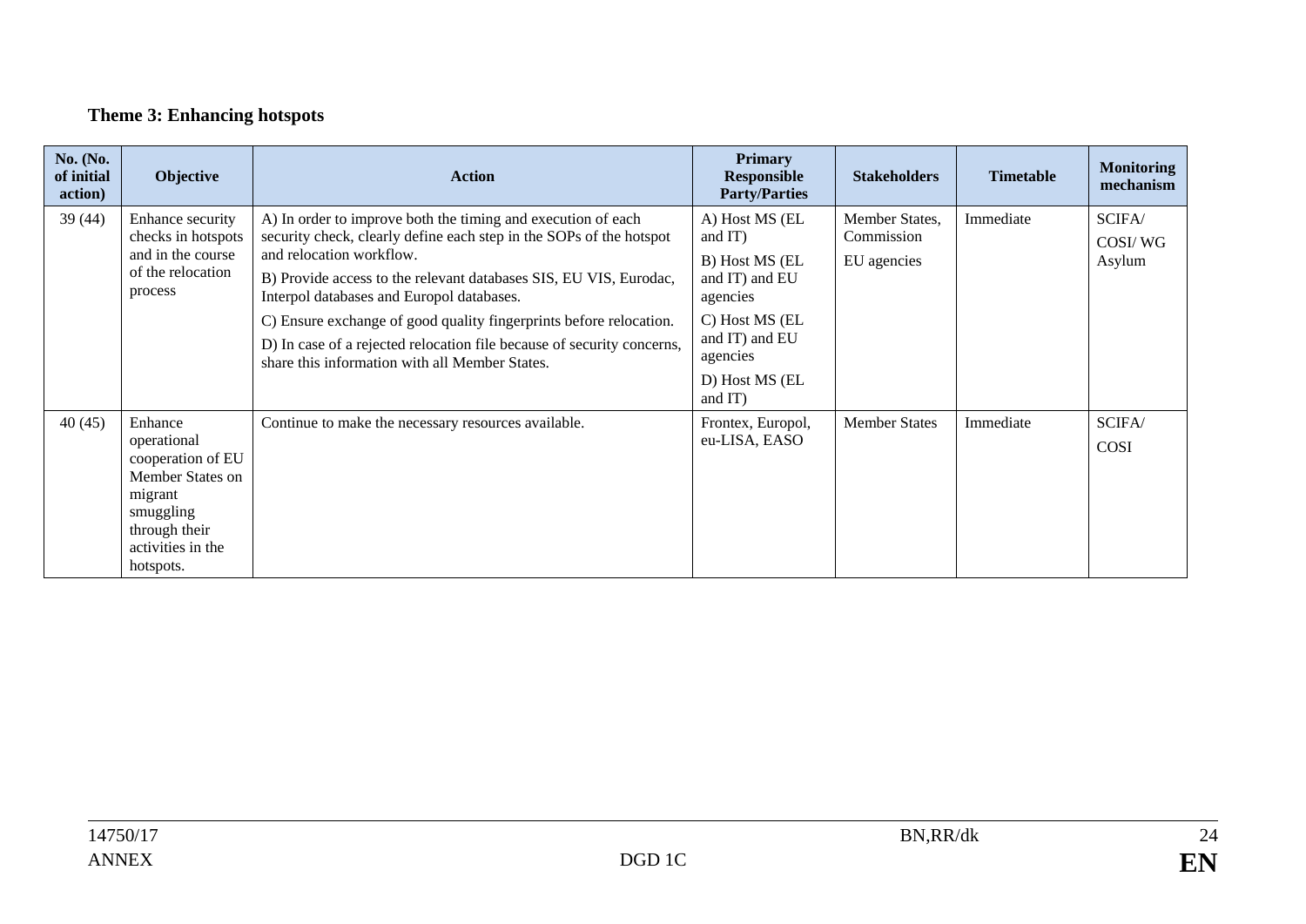**Theme 3: Enhancing hotspots**

| No. (No. of initial action) | Objective | Action | Primary Responsible Party/Parties | Stakeholders | Timetable | Monitoring mechanism |
|---|---|---|---|---|---|---|
| 39 (44) | Enhance security checks in hotspots and in the course of the relocation process | A) In order to improve both the timing and execution of each security check, clearly define each step in the SOPs of the hotspot and relocation workflow.<br>B) Provide access to the relevant databases SIS, EU VIS, Eurodac, Interpol databases and Europol databases.<br>C) Ensure exchange of good quality fingerprints before relocation.<br>D) In case of a rejected relocation file because of security concerns, share this information with all Member States. | A) Host MS (EL and IT)<br>B) Host MS (EL and IT) and EU agencies<br>C) Host MS (EL and IT) and EU agencies<br>D) Host MS (EL and IT) | Member States, Commission<br>EU agencies | Immediate | SCIFA/ COSI/ WG Asylum |
| 40 (45) | Enhance operational cooperation of EU Member States on migrant smuggling through their activities in the hotspots. | Continue to make the necessary resources available. | Frontex, Europol, eu-LISA, EASO | Member States | Immediate | SCIFA/ COSI |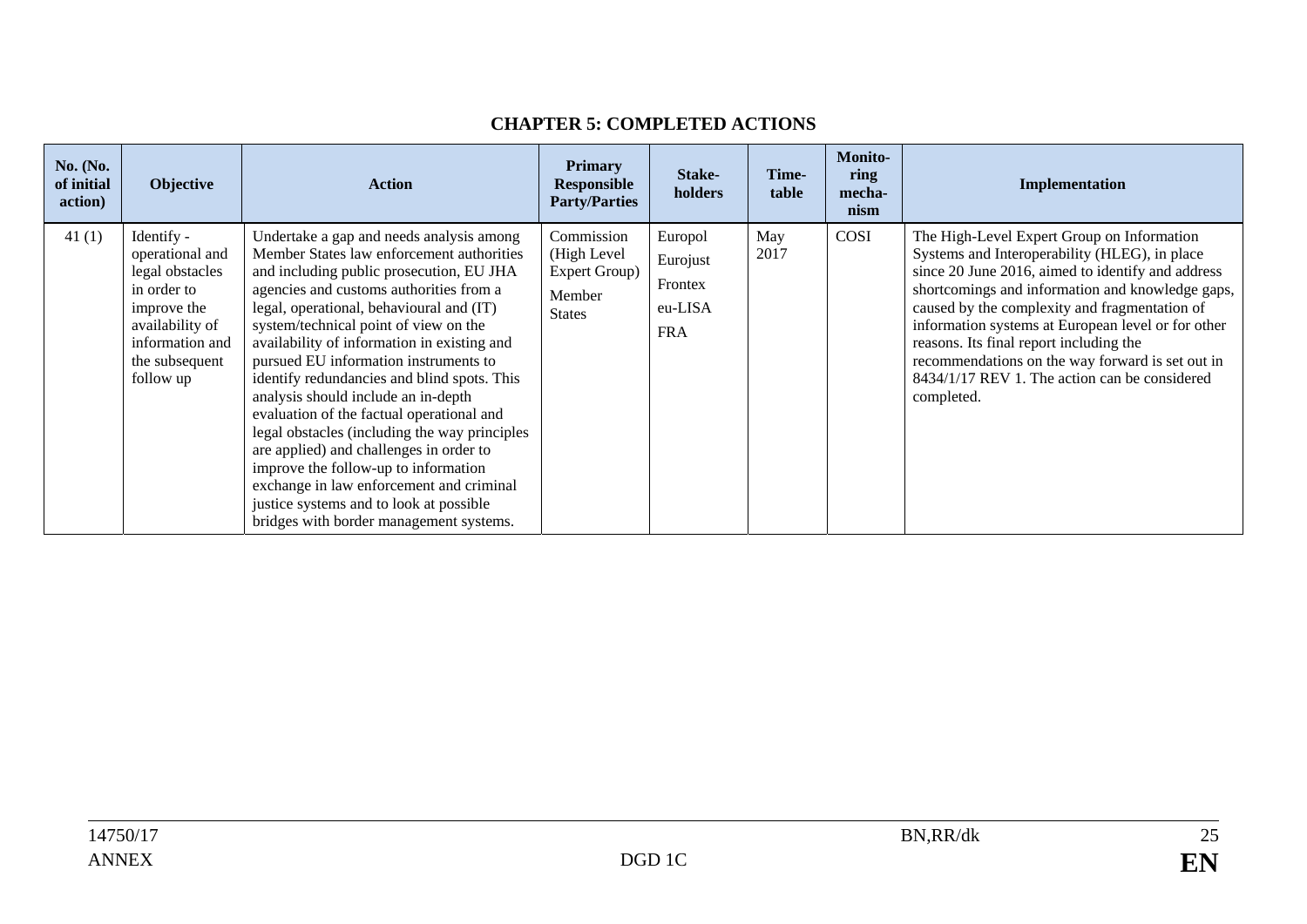## CHAPTER 5: COMPLETED ACTIONS

| No. (No. of initial action) | Objective | Action | Primary Responsible Party/Parties | Stake-holders | Time-table | Monito-ring mecha-nism | Implementation |
|---|---|---|---|---|---|---|---|
| 41 (1) | Identify - operational and legal obstacles in order to improve the availability of information and the subsequent follow up | Undertake a gap and needs analysis among Member States law enforcement authorities and including public prosecution, EU JHA agencies and customs authorities from a legal, operational, behavioural and (IT) system/technical point of view on the availability of information in existing and pursued EU information instruments to identify redundancies and blind spots. This analysis should include an in-depth evaluation of the factual operational and legal obstacles (including the way principles are applied) and challenges in order to improve the follow-up to information exchange in law enforcement and criminal justice systems and to look at possible bridges with border management systems. | Commission (High Level Expert Group) Member States | Europol Eurojust Frontex eu-LISA FRA | May 2017 | COSI | The High-Level Expert Group on Information Systems and Interoperability (HLEG), in place since 20 June 2016, aimed to identify and address shortcomings and information and knowledge gaps, caused by the complexity and fragmentation of information systems at European level or for other reasons. Its final report including the recommendations on the way forward is set out in 8434/1/17 REV 1. The action can be considered completed. |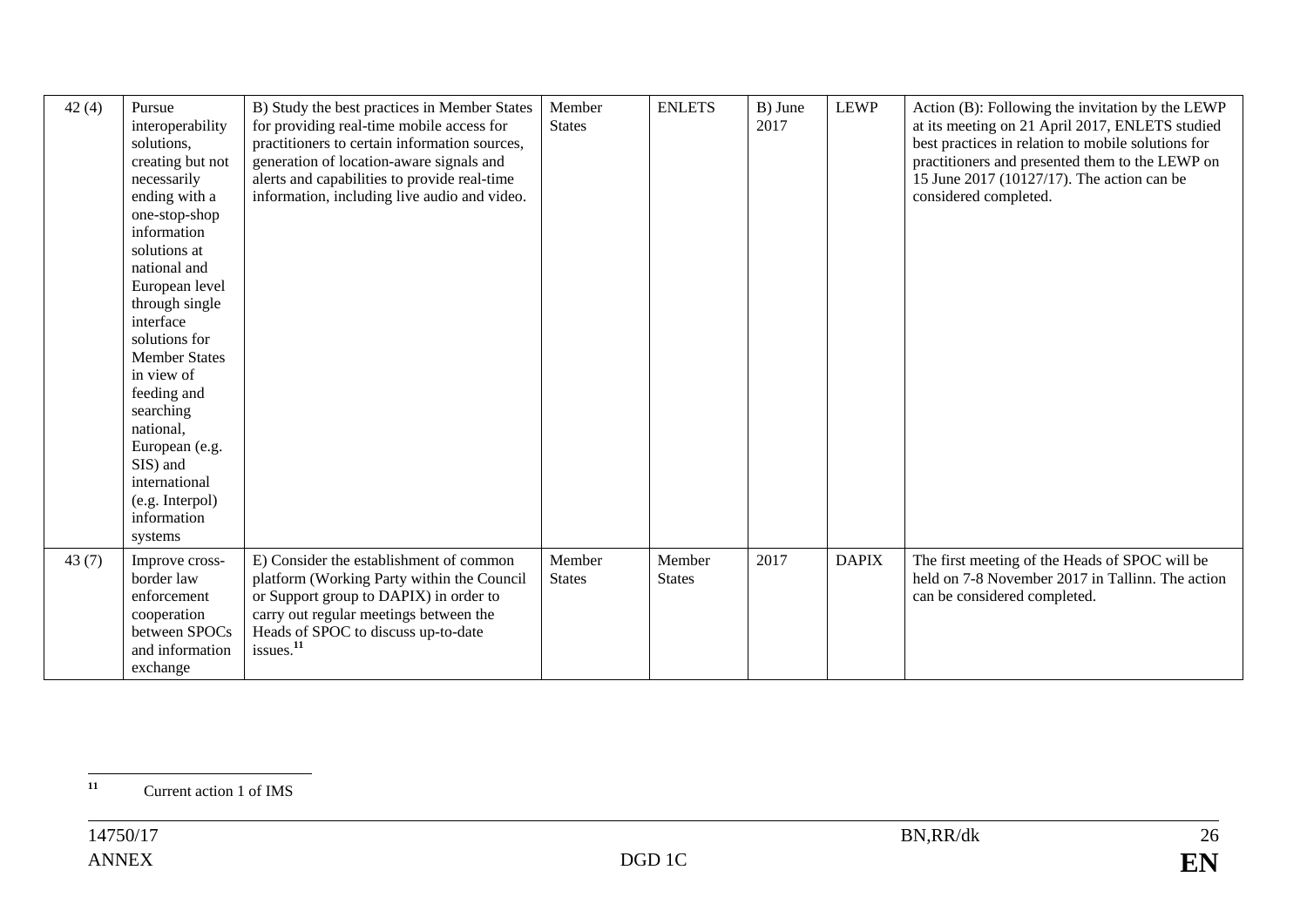| 42 (4) | Pursue interoperability solutions, creating but not necessarily ending with a one-stop-shop information solutions at national and European level through single interface solutions for Member States in view of feeding and searching national, European (e.g. SIS) and international (e.g. Interpol) information systems | B) Study the best practices in Member States for providing real-time mobile access for practitioners to certain information sources, generation of location-aware signals and alerts and capabilities to provide real-time information, including live audio and video. | Member States | ENLETS | B) June 2017 | LEWP | Action (B): Following the invitation by the LEWP at its meeting on 21 April 2017, ENLETS studied best practices in relation to mobile solutions for practitioners and presented them to the LEWP on 15 June 2017 (10127/17). The action can be considered completed. |
|---|---|---|---|---|---|---|---|
| 43 (7) | Improve cross-border law enforcement cooperation between SPOCs and information exchange | E) Consider the establishment of common platform (Working Party within the Council or Support group to DAPIX) in order to carry out regular meetings between the Heads of SPOC to discuss up-to-date issues.[11] | Member States | Member States | 2017 | DAPIX | The first meeting of the Heads of SPOC will be held on 7-8 November 2017 in Tallinn. The action can be considered completed. |

[11] Current action 1 of IMS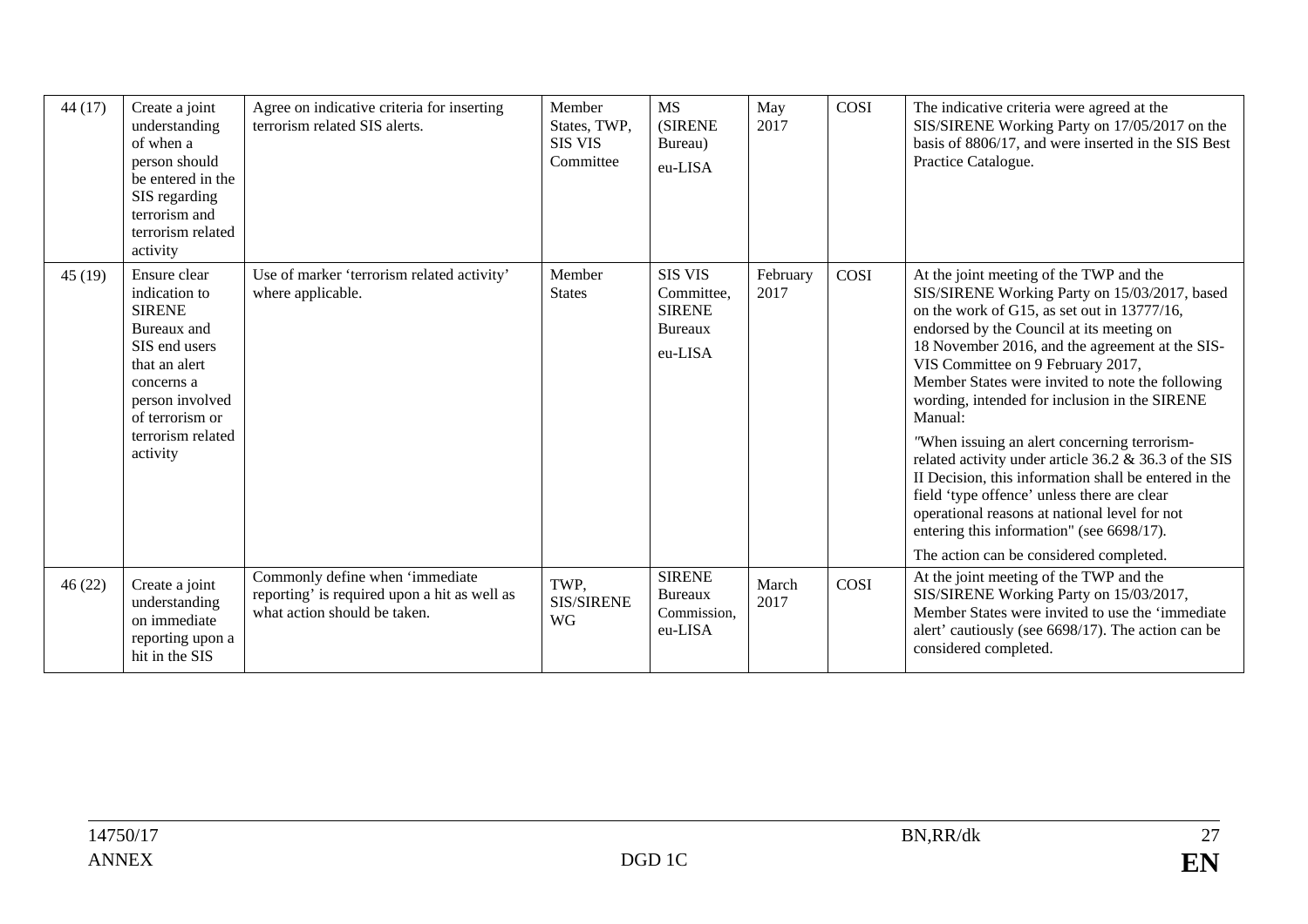| | | | | | | | |
|---|---|---|---|---|---|---|---|
| 44 (17) | Create a joint understanding of when a person should be entered in the SIS regarding terrorism and terrorism related activity | Agree on indicative criteria for inserting terrorism related SIS alerts. | Member States, TWP, SIS VIS Committee | MS (SIRENE Bureau) eu-LISA | May 2017 | COSI | The indicative criteria were agreed at the SIS/SIRENE Working Party on 17/05/2017 on the basis of 8806/17, and were inserted in the SIS Best Practice Catalogue. |
| 45 (19) | Ensure clear indication to SIRENE Bureaux and SIS end users that an alert concerns a person involved of terrorism or terrorism related activity | Use of marker 'terrorism related activity' where applicable. | Member States | SIS VIS Committee, SIRENE Bureaux eu-LISA | February 2017 | COSI | At the joint meeting of the TWP and the SIS/SIRENE Working Party on 15/03/2017, based on the work of G15, as set out in 13777/16, endorsed by the Council at its meeting on 18 November 2016, and the agreement at the SIS-VIS Committee on 9 February 2017, Member States were invited to note the following wording, intended for inclusion in the SIRENE Manual: "When issuing an alert concerning terrorism-related activity under article 36.2 & 36.3 of the SIS II Decision, this information shall be entered in the field 'type offence' unless there are clear operational reasons at national level for not entering this information" (see 6698/17). The action can be considered completed. |
| 46 (22) | Create a joint understanding on immediate reporting upon a hit in the SIS | Commonly define when 'immediate reporting' is required upon a hit as well as what action should be taken. | TWP, SIS/SIRENE WG | SIRENE Bureaux Commission, eu-LISA | March 2017 | COSI | At the joint meeting of the TWP and the SIS/SIRENE Working Party on 15/03/2017, Member States were invited to use the 'immediate alert' cautiously (see 6698/17). The action can be considered completed. |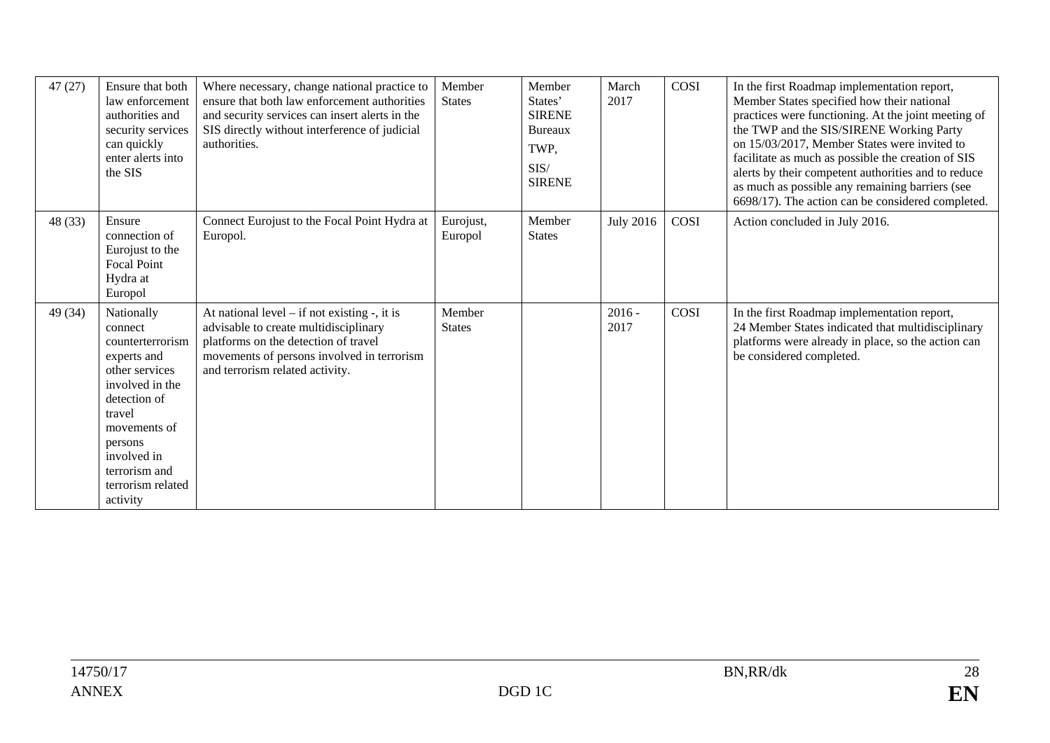| | | | | | | | |
|---|---|---|---|---|---|---|---|
| 47 (27) | Ensure that both law enforcement authorities and security services can quickly enter alerts into the SIS | Where necessary, change national practice to ensure that both law enforcement authorities and security services can insert alerts in the SIS directly without interference of judicial authorities. | Member States | Member States' SIRENE Bureaux TWP, SIS/ SIRENE | March 2017 | COSI | In the first Roadmap implementation report, Member States specified how their national practices were functioning. At the joint meeting of the TWP and the SIS/SIRENE Working Party on 15/03/2017, Member States were invited to facilitate as much as possible the creation of SIS alerts by their competent authorities and to reduce as much as possible any remaining barriers (see 6698/17). The action can be considered completed. |
| 48 (33) | Ensure connection of Eurojust to the Focal Point Hydra at Europol | Connect Eurojust to the Focal Point Hydra at Europol. | Eurojust, Europol | Member States | July 2016 | COSI | Action concluded in July 2016. |
| 49 (34) | Nationally connect counterterrorism experts and other services involved in the detection of travel movements of persons involved in terrorism and terrorism related activity | At national level – if not existing -, it is advisable to create multidisciplinary platforms on the detection of travel movements of persons involved in terrorism and terrorism related activity. | Member States | | 2016 - 2017 | COSI | In the first Roadmap implementation report, 24 Member States indicated that multidisciplinary platforms were already in place, so the action can be considered completed. |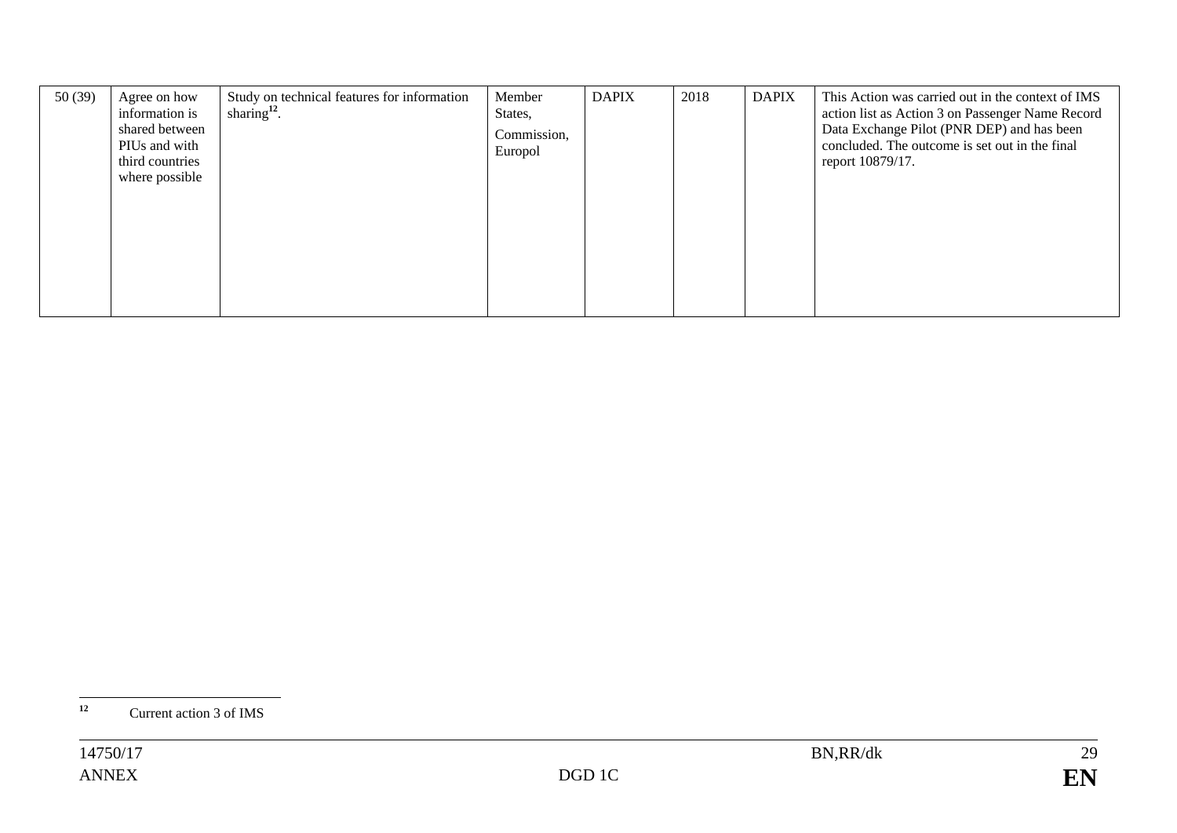| | | | | | | | |
|---|---|---|---|---|---|---|---|
| 50 (39) | Agree on how information is shared between PIUs and with third countries where possible | Study on technical features for information sharing[12]. | Member States, Commission, Europol | DAPIX | 2018 | DAPIX | This Action was carried out in the context of IMS action list as Action 3 on Passenger Name Record Data Exchange Pilot (PNR DEP) and has been concluded. The outcome is set out in the final report 10879/17. |

[12] Current action 3 of IMS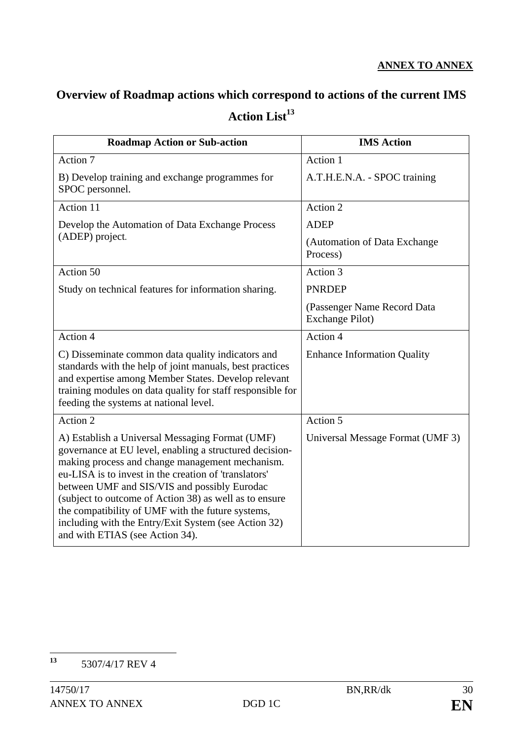**ANNEX TO ANNEX**

# Overview of Roadmap actions which correspond to actions of the current IMS Action List[13]

| Roadmap Action or Sub-action | IMS Action |
|---|---|
| Action 7<br><br>B) Develop training and exchange programmes for SPOC personnel. | Action 1<br><br>A.T.H.E.N.A. - SPOC training |
| Action 11<br><br>Develop the Automation of Data Exchange Process (ADEP) project. | Action 2<br><br>ADEP<br><br>(Automation of Data Exchange Process) |
| Action 50<br><br>Study on technical features for information sharing. | Action 3<br><br>PNRDEP<br><br>(Passenger Name Record Data Exchange Pilot) |
| Action 4<br><br>C) Disseminate common data quality indicators and standards with the help of joint manuals, best practices and expertise among Member States. Develop relevant training modules on data quality for staff responsible for feeding the systems at national level. | Action 4<br><br>Enhance Information Quality |
| Action 2<br><br>A) Establish a Universal Messaging Format (UMF) governance at EU level, enabling a structured decision-making process and change management mechanism. eu-LISA is to invest in the creation of 'translators' between UMF and SIS/VIS and possibly Eurodac (subject to outcome of Action 38) as well as to ensure the compatibility of UMF with the future systems, including with the Entry/Exit System (see Action 32) and with ETIAS (see Action 34). | Action 5<br><br>Universal Message Format (UMF 3) |

[13] 5307/4/17 REV 4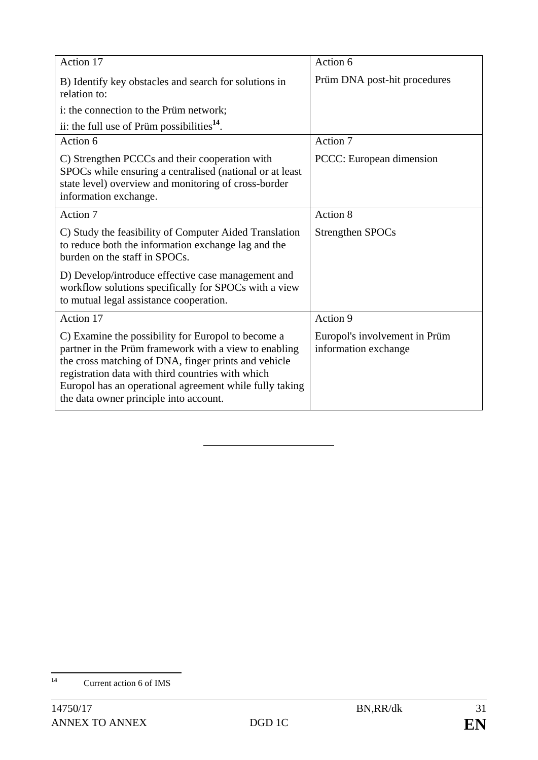| | |
|---|---|
| Action 17<br><br>B) Identify key obstacles and search for solutions in relation to:<br><br>i: the connection to the Prüm network;<br><br>ii: the full use of Prüm possibilities[14]. | Action 6<br><br>Prüm DNA post-hit procedures |
| Action 6<br><br>C) Strengthen PCCCs and their cooperation with SPOCs while ensuring a centralised (national or at least state level) overview and monitoring of cross-border information exchange. | Action 7<br><br>PCCC: European dimension |
| Action 7<br><br>C) Study the feasibility of Computer Aided Translation to reduce both the information exchange lag and the burden on the staff in SPOCs.<br><br>D) Develop/introduce effective case management and workflow solutions specifically for SPOCs with a view to mutual legal assistance cooperation. | Action 8<br><br>Strengthen SPOCs |
| Action 17<br><br>C) Examine the possibility for Europol to become a partner in the Prüm framework with a view to enabling the cross matching of DNA, finger prints and vehicle registration data with third countries with which Europol has an operational agreement while fully taking the data owner principle into account. | Action 9<br><br>Europol's involvement in Prüm information exchange |

---

[14] Current action 6 of IMS